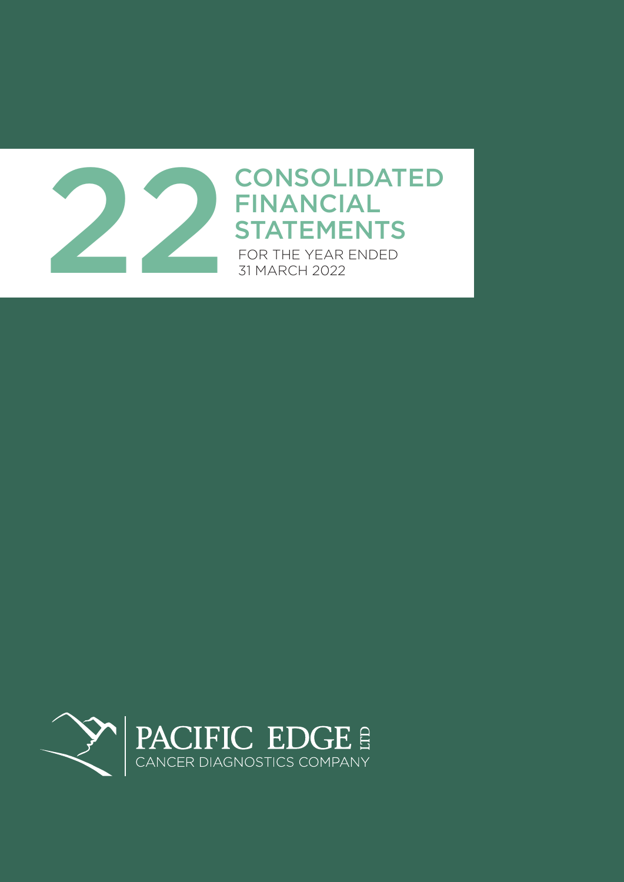# 22 CONSOLIDATED FINANCIAL STATEMENTS

FOR THE YEAR ENDED 31 MARCH 2022

PACIFIC EDGE LTD

CANCER DIAGNOSTICS COMPANY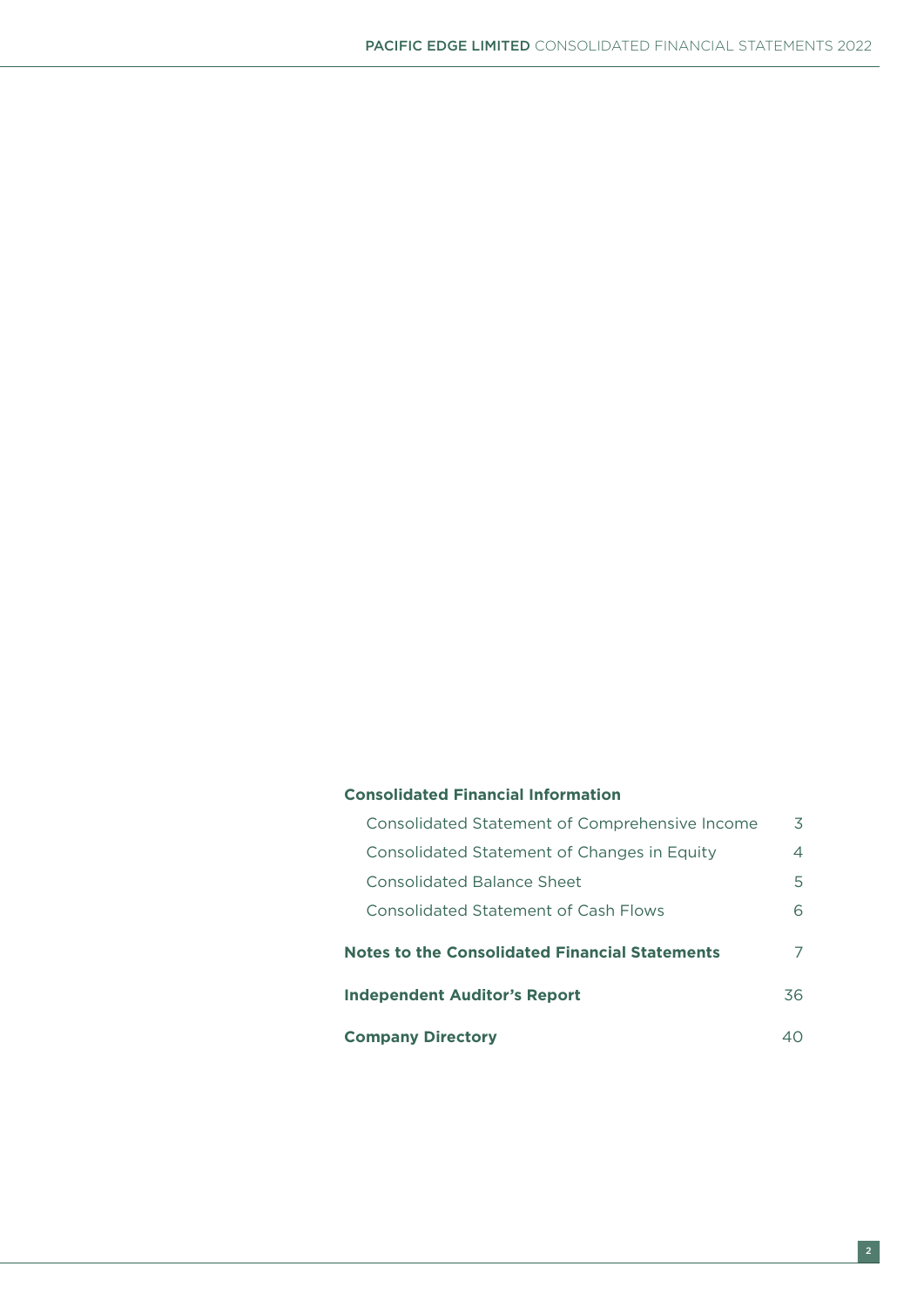**Consolidated Financial Information**

| | |
|---|---|
| Consolidated Statement of Comprehensive Income | 3 |
| Consolidated Statement of Changes in Equity | 4 |
| Consolidated Balance Sheet | 5 |
| Consolidated Statement of Cash Flows | 6 |
| **Notes to the Consolidated Financial Statements** | 7 |
| **Independent Auditor's Report** | 36 |
| **Company Directory** | 40 |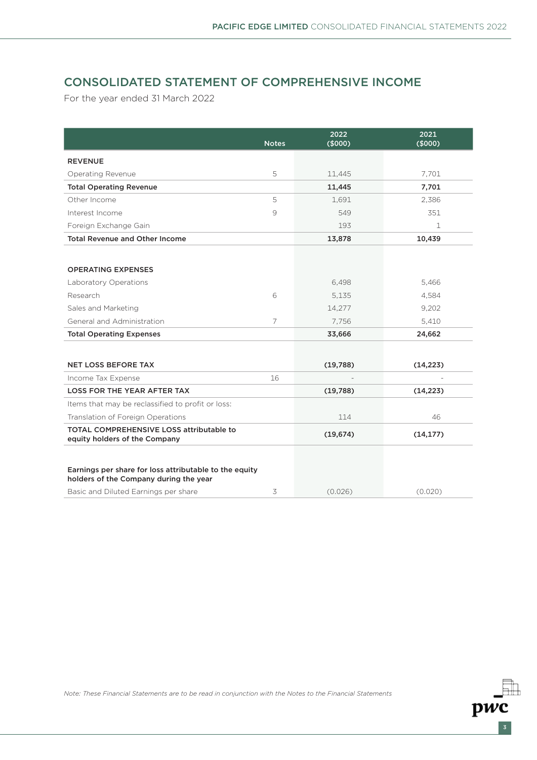# CONSOLIDATED STATEMENT OF COMPREHENSIVE INCOME

For the year ended 31 March 2022

| | Notes | 2022 ($000) | 2021 ($000) |
|---|---|---|---|
| **REVENUE** | | | |
| Operating Revenue | 5 | 11,445 | 7,701 |
| **Total Operating Revenue** | | **11,445** | **7,701** |
| Other Income | 5 | 1,691 | 2,386 |
| Interest Income | 9 | 549 | 351 |
| Foreign Exchange Gain | | 193 | 1 |
| **Total Revenue and Other Income** | | **13,878** | **10,439** |
| | | | |
| **OPERATING EXPENSES** | | | |
| Laboratory Operations | | 6,498 | 5,466 |
| Research | 6 | 5,135 | 4,584 |
| Sales and Marketing | | 14,277 | 9,202 |
| General and Administration | 7 | 7,756 | 5,410 |
| **Total Operating Expenses** | | **33,666** | **24,662** |
| | | | |
| **NET LOSS BEFORE TAX** | | **(19,788)** | **(14,223)** |
| Income Tax Expense | 16 | - | - |
| **LOSS FOR THE YEAR AFTER TAX** | | **(19,788)** | **(14,223)** |
| Items that may be reclassified to profit or loss: | | | |
| Translation of Foreign Operations | | 114 | 46 |
| **TOTAL COMPREHENSIVE LOSS attributable to equity holders of the Company** | | **(19,674)** | **(14,177)** |
| | | | |
| **Earnings per share for loss attributable to the equity holders of the Company during the year** | | | |
| Basic and Diluted Earnings per share | 3 | (0.026) | (0.020) |

*Note: These Financial Statements are to be read in conjunction with the Notes to the Financial Statements*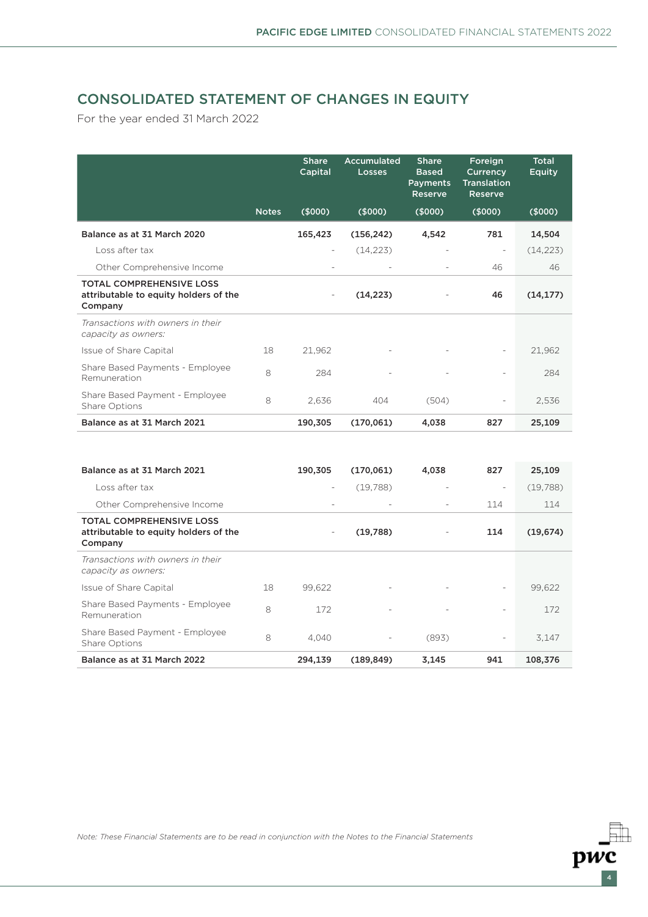## CONSOLIDATED STATEMENT OF CHANGES IN EQUITY

For the year ended 31 March 2022

| | Notes | Share Capital ($000) | Accumulated Losses ($000) | Share Based Payments Reserve ($000) | Foreign Currency Translation Reserve ($000) | Total Equity ($000) |
|---|---|---|---|---|---|---|
| **Balance as at 31 March 2020** | | **165,423** | **(156,242)** | **4,542** | **781** | **14,504** |
| Loss after tax | | - | (14,223) | - | - | (14,223) |
| Other Comprehensive Income | | - | - | - | 46 | 46 |
| **TOTAL COMPREHENSIVE LOSS attributable to equity holders of the Company** | | - | **(14,223)** | - | **46** | **(14,177)** |
| *Transactions with owners in their capacity as owners:* | | | | | | |
| Issue of Share Capital | 18 | 21,962 | - | - | - | 21,962 |
| Share Based Payments - Employee Remuneration | 8 | 284 | - | - | - | 284 |
| Share Based Payment - Employee Share Options | 8 | 2,636 | 404 | (504) | - | 2,536 |
| **Balance as at 31 March 2021** | | **190,305** | **(170,061)** | **4,038** | **827** | **25,109** |
| | | | | | | |
| **Balance as at 31 March 2021** | | **190,305** | **(170,061)** | **4,038** | **827** | **25,109** |
| Loss after tax | | - | (19,788) | - | - | (19,788) |
| Other Comprehensive Income | | - | - | - | 114 | 114 |
| **TOTAL COMPREHENSIVE LOSS attributable to equity holders of the Company** | | - | **(19,788)** | - | **114** | **(19,674)** |
| *Transactions with owners in their capacity as owners:* | | | | | | |
| Issue of Share Capital | 18 | 99,622 | - | - | - | 99,622 |
| Share Based Payments - Employee Remuneration | 8 | 172 | - | - | - | 172 |
| Share Based Payment - Employee Share Options | 8 | 4,040 | - | (893) | - | 3,147 |
| **Balance as at 31 March 2022** | | **294,139** | **(189,849)** | **3,145** | **941** | **108,376** |

*Note: These Financial Statements are to be read in conjunction with the Notes to the Financial Statements*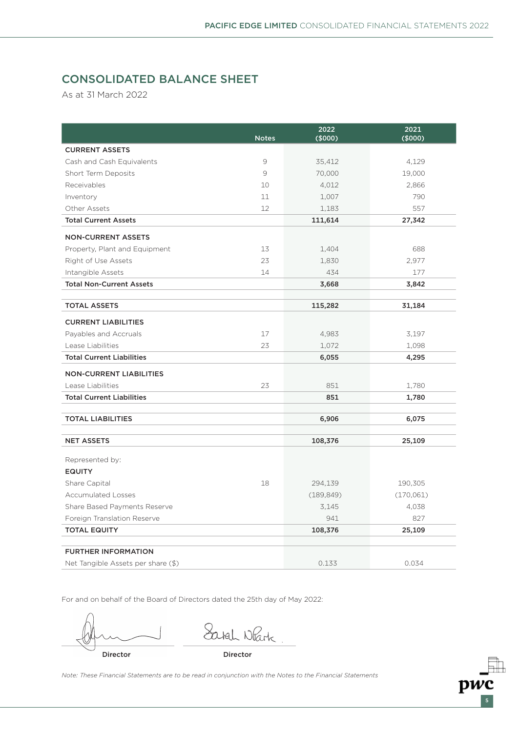# CONSOLIDATED BALANCE SHEET

As at 31 March 2022

| | Notes | 2022 ($000) | 2021 ($000) |
|---|---|---|---|
| **CURRENT ASSETS** | | | |
| Cash and Cash Equivalents | 9 | 35,412 | 4,129 |
| Short Term Deposits | 9 | 70,000 | 19,000 |
| Receivables | 10 | 4,012 | 2,866 |
| Inventory | 11 | 1,007 | 790 |
| Other Assets | 12 | 1,183 | 557 |
| **Total Current Assets** | | **111,614** | **27,342** |
| **NON-CURRENT ASSETS** | | | |
| Property, Plant and Equipment | 13 | 1,404 | 688 |
| Right of Use Assets | 23 | 1,830 | 2,977 |
| Intangible Assets | 14 | 434 | 177 |
| **Total Non-Current Assets** | | **3,668** | **3,842** |
| **TOTAL ASSETS** | | **115,282** | **31,184** |
| **CURRENT LIABILITIES** | | | |
| Payables and Accruals | 17 | 4,983 | 3,197 |
| Lease Liabilities | 23 | 1,072 | 1,098 |
| **Total Current Liabilities** | | **6,055** | **4,295** |
| **NON-CURRENT LIABILITIES** | | | |
| Lease Liabilities | 23 | 851 | 1,780 |
| **Total Current Liabilities** | | **851** | **1,780** |
| **TOTAL LIABILITIES** | | **6,906** | **6,075** |
| **NET ASSETS** | | **108,376** | **25,109** |
| Represented by: | | | |
| **EQUITY** | | | |
| Share Capital | 18 | 294,139 | 190,305 |
| Accumulated Losses | | (189,849) | (170,061) |
| Share Based Payments Reserve | | 3,145 | 4,038 |
| Foreign Translation Reserve | | 941 | 827 |
| **TOTAL EQUITY** | | **108,376** | **25,109** |
| **FURTHER INFORMATION** | | | |
| Net Tangible Assets per share ($) | | 0.133 | 0.034 |

For and on behalf of the Board of Directors dated the 25th day of May 2022:

Director Director

*Note: These Financial Statements are to be read in conjunction with the Notes to the Financial Statements*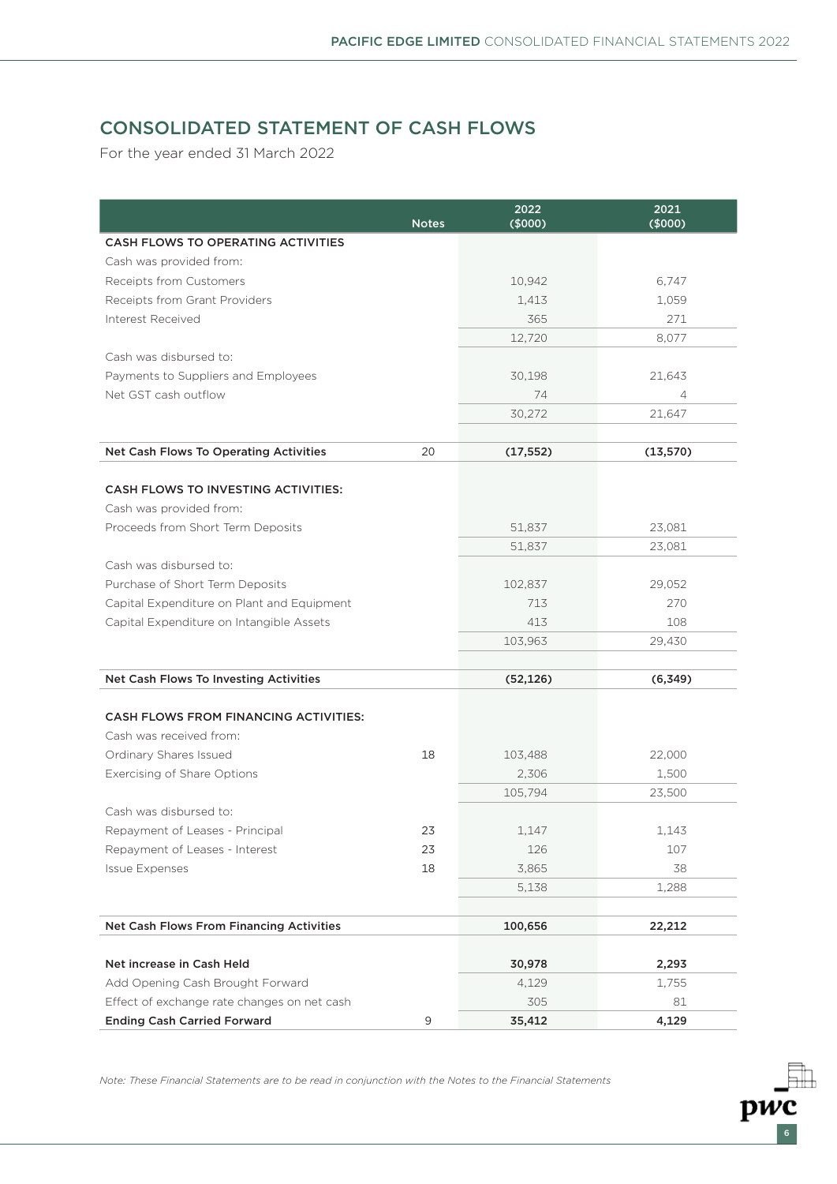# CONSOLIDATED STATEMENT OF CASH FLOWS

For the year ended 31 March 2022

| | Notes | 2022 ($000) | 2021 ($000) |
|---|---|---|---|
| **CASH FLOWS TO OPERATING ACTIVITIES** | | | |
| Cash was provided from: | | | |
| Receipts from Customers | | 10,942 | 6,747 |
| Receipts from Grant Providers | | 1,413 | 1,059 |
| Interest Received | | 365 | 271 |
| | | 12,720 | 8,077 |
| Cash was disbursed to: | | | |
| Payments to Suppliers and Employees | | 30,198 | 21,643 |
| Net GST cash outflow | | 74 | 4 |
| | | 30,272 | 21,647 |
| **Net Cash Flows To Operating Activities** | 20 | **(17,552)** | **(13,570)** |
| **CASH FLOWS TO INVESTING ACTIVITIES:** | | | |
| Cash was provided from: | | | |
| Proceeds from Short Term Deposits | | 51,837 | 23,081 |
| | | 51,837 | 23,081 |
| Cash was disbursed to: | | | |
| Purchase of Short Term Deposits | | 102,837 | 29,052 |
| Capital Expenditure on Plant and Equipment | | 713 | 270 |
| Capital Expenditure on Intangible Assets | | 413 | 108 |
| | | 103,963 | 29,430 |
| **Net Cash Flows To Investing Activities** | | **(52,126)** | **(6,349)** |
| **CASH FLOWS FROM FINANCING ACTIVITIES:** | | | |
| Cash was received from: | | | |
| Ordinary Shares Issued | 18 | 103,488 | 22,000 |
| Exercising of Share Options | | 2,306 | 1,500 |
| | | 105,794 | 23,500 |
| Cash was disbursed to: | | | |
| Repayment of Leases - Principal | 23 | 1,147 | 1,143 |
| Repayment of Leases - Interest | 23 | 126 | 107 |
| Issue Expenses | 18 | 3,865 | 38 |
| | | 5,138 | 1,288 |
| **Net Cash Flows From Financing Activities** | | **100,656** | **22,212** |
| **Net increase in Cash Held** | | **30,978** | **2,293** |
| Add Opening Cash Brought Forward | | 4,129 | 1,755 |
| Effect of exchange rate changes on net cash | | 305 | 81 |
| **Ending Cash Carried Forward** | 9 | **35,412** | **4,129** |

*Note: These Financial Statements are to be read in conjunction with the Notes to the Financial Statements*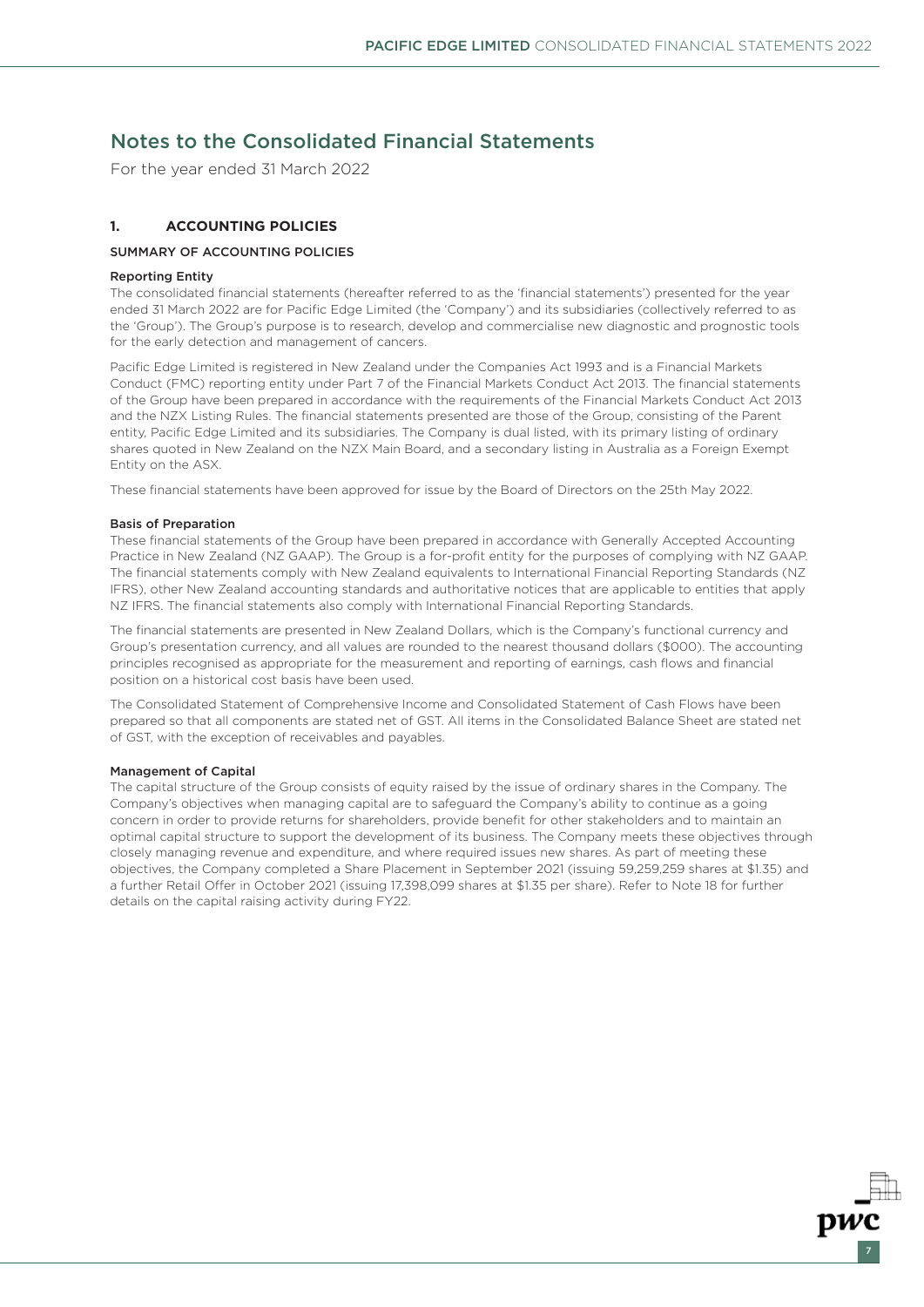# Notes to the Consolidated Financial Statements

For the year ended 31 March 2022

## 1. ACCOUNTING POLICIES

### SUMMARY OF ACCOUNTING POLICIES

#### Reporting Entity

The consolidated financial statements (hereafter referred to as the 'financial statements') presented for the year ended 31 March 2022 are for Pacific Edge Limited (the 'Company') and its subsidiaries (collectively referred to as the 'Group'). The Group's purpose is to research, develop and commercialise new diagnostic and prognostic tools for the early detection and management of cancers.

Pacific Edge Limited is registered in New Zealand under the Companies Act 1993 and is a Financial Markets Conduct (FMC) reporting entity under Part 7 of the Financial Markets Conduct Act 2013. The financial statements of the Group have been prepared in accordance with the requirements of the Financial Markets Conduct Act 2013 and the NZX Listing Rules. The financial statements presented are those of the Group, consisting of the Parent entity, Pacific Edge Limited and its subsidiaries. The Company is dual listed, with its primary listing of ordinary shares quoted in New Zealand on the NZX Main Board, and a secondary listing in Australia as a Foreign Exempt Entity on the ASX.

These financial statements have been approved for issue by the Board of Directors on the 25th May 2022.

#### Basis of Preparation

These financial statements of the Group have been prepared in accordance with Generally Accepted Accounting Practice in New Zealand (NZ GAAP). The Group is a for-profit entity for the purposes of complying with NZ GAAP. The financial statements comply with New Zealand equivalents to International Financial Reporting Standards (NZ IFRS), other New Zealand accounting standards and authoritative notices that are applicable to entities that apply NZ IFRS. The financial statements also comply with International Financial Reporting Standards.

The financial statements are presented in New Zealand Dollars, which is the Company's functional currency and Group's presentation currency, and all values are rounded to the nearest thousand dollars ($000). The accounting principles recognised as appropriate for the measurement and reporting of earnings, cash flows and financial position on a historical cost basis have been used.

The Consolidated Statement of Comprehensive Income and Consolidated Statement of Cash Flows have been prepared so that all components are stated net of GST. All items in the Consolidated Balance Sheet are stated net of GST, with the exception of receivables and payables.

#### Management of Capital

The capital structure of the Group consists of equity raised by the issue of ordinary shares in the Company. The Company's objectives when managing capital are to safeguard the Company's ability to continue as a going concern in order to provide returns for shareholders, provide benefit for other stakeholders and to maintain an optimal capital structure to support the development of its business. The Company meets these objectives through closely managing revenue and expenditure, and where required issues new shares. As part of meeting these objectives, the Company completed a Share Placement in September 2021 (issuing 59,259,259 shares at $1.35) and a further Retail Offer in October 2021 (issuing 17,398,099 shares at $1.35 per share). Refer to Note 18 for further details on the capital raising activity during FY22.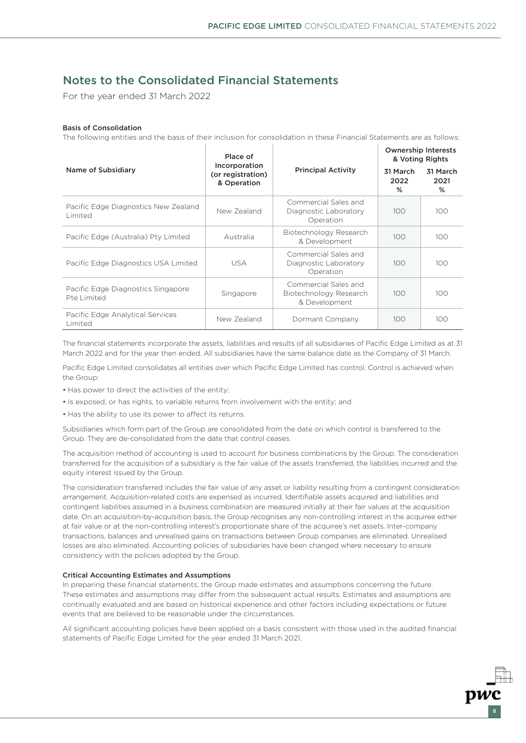# Notes to the Consolidated Financial Statements

For the year ended 31 March 2022

### Basis of Consolidation

The following entities and the basis of their inclusion for consolidation in these Financial Statements are as follows:

| Name of Subsidiary | Place of Incorporation (or registration) & Operation | Principal Activity | Ownership Interests & Voting Rights | |
|---|---|---|---|---|
| | | | 31 March 2022 % | 31 March 2021 % |
| Pacific Edge Diagnostics New Zealand Limited | New Zealand | Commercial Sales and Diagnostic Laboratory Operation | 100 | 100 |
| Pacific Edge (Australia) Pty Limited | Australia | Biotechnology Research & Development | 100 | 100 |
| Pacific Edge Diagnostics USA Limited | USA | Commercial Sales and Diagnostic Laboratory Operation | 100 | 100 |
| Pacific Edge Diagnostics Singapore Pte Limited | Singapore | Commercial Sales and Biotechnology Research & Development | 100 | 100 |
| Pacific Edge Analytical Services Limited | New Zealand | Dormant Company | 100 | 100 |

The financial statements incorporate the assets, liabilities and results of all subsidiaries of Pacific Edge Limited as at 31 March 2022 and for the year then ended. All subsidiaries have the same balance date as the Company of 31 March.

Pacific Edge Limited consolidates all entities over which Pacific Edge Limited has control. Control is achieved when the Group:

- Has power to direct the activities of the entity;
- Is exposed, or has rights, to variable returns from involvement with the entity; and
- Has the ability to use its power to affect its returns.

Subsidiaries which form part of the Group are consolidated from the date on which control is transferred to the Group. They are de-consolidated from the date that control ceases.

The acquisition method of accounting is used to account for business combinations by the Group. The consideration transferred for the acquisition of a subsidiary is the fair value of the assets transferred, the liabilities incurred and the equity interest issued by the Group.

The consideration transferred includes the fair value of any asset or liability resulting from a contingent consideration arrangement. Acquisition-related costs are expensed as incurred. Identifiable assets acquired and liabilities and contingent liabilities assumed in a business combination are measured initially at their fair values at the acquisition date. On an acquisition-by-acquisition basis, the Group recognises any non-controlling interest in the acquiree either at fair value or at the non-controlling interest's proportionate share of the acquiree's net assets. Inter-company transactions, balances and unrealised gains on transactions between Group companies are eliminated. Unrealised losses are also eliminated. Accounting policies of subsidiaries have been changed where necessary to ensure consistency with the policies adopted by the Group.

### Critical Accounting Estimates and Assumptions

In preparing these financial statements, the Group made estimates and assumptions concerning the future. These estimates and assumptions may differ from the subsequent actual results. Estimates and assumptions are continually evaluated and are based on historical experience and other factors including expectations or future events that are believed to be reasonable under the circumstances.

All significant accounting policies have been applied on a basis consistent with those used in the audited financial statements of Pacific Edge Limited for the year ended 31 March 2021.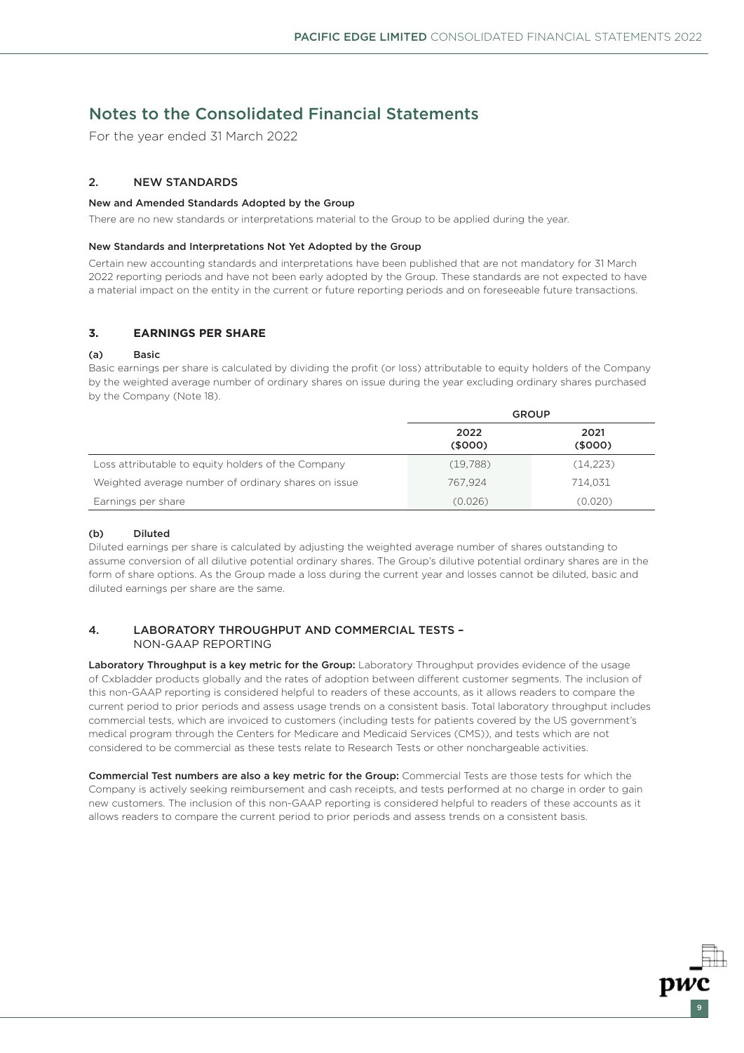# Notes to the Consolidated Financial Statements

For the year ended 31 March 2022

## 2. NEW STANDARDS

### New and Amended Standards Adopted by the Group

There are no new standards or interpretations material to the Group to be applied during the year.

### New Standards and Interpretations Not Yet Adopted by the Group

Certain new accounting standards and interpretations have been published that are not mandatory for 31 March 2022 reporting periods and have not been early adopted by the Group. These standards are not expected to have a material impact on the entity in the current or future reporting periods and on foreseeable future transactions.

## 3. EARNINGS PER SHARE

### (a) Basic

Basic earnings per share is calculated by dividing the profit (or loss) attributable to equity holders of the Company by the weighted average number of ordinary shares on issue during the year excluding ordinary shares purchased by the Company (Note 18).

| | GROUP | |
|---|---|---|
| | 2022 ($000) | 2021 ($000) |
| Loss attributable to equity holders of the Company | (19,788) | (14,223) |
| Weighted average number of ordinary shares on issue | 767,924 | 714,031 |
| Earnings per share | (0.026) | (0.020) |

### (b) Diluted

Diluted earnings per share is calculated by adjusting the weighted average number of shares outstanding to assume conversion of all dilutive potential ordinary shares. The Group's dilutive potential ordinary shares are in the form of share options. As the Group made a loss during the current year and losses cannot be diluted, basic and diluted earnings per share are the same.

## 4. LABORATORY THROUGHPUT AND COMMERCIAL TESTS – NON-GAAP REPORTING

**Laboratory Throughput is a key metric for the Group:** Laboratory Throughput provides evidence of the usage of Cxbladder products globally and the rates of adoption between different customer segments. The inclusion of this non-GAAP reporting is considered helpful to readers of these accounts, as it allows readers to compare the current period to prior periods and assess usage trends on a consistent basis. Total laboratory throughput includes commercial tests, which are invoiced to customers (including tests for patients covered by the US government's medical program through the Centers for Medicare and Medicaid Services (CMS)), and tests which are not considered to be commercial as these tests relate to Research Tests or other nonchargeable activities.

**Commercial Test numbers are also a key metric for the Group:** Commercial Tests are those tests for which the Company is actively seeking reimbursement and cash receipts, and tests performed at no charge in order to gain new customers. The inclusion of this non-GAAP reporting is considered helpful to readers of these accounts as it allows readers to compare the current period to prior periods and assess trends on a consistent basis.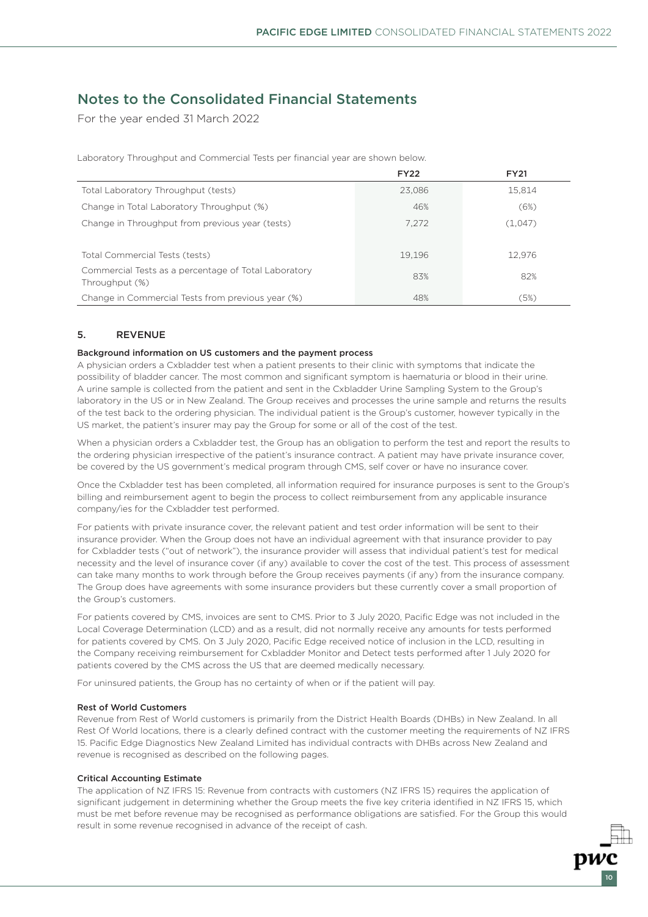# Notes to the Consolidated Financial Statements

For the year ended 31 March 2022

Laboratory Throughput and Commercial Tests per financial year are shown below.

| | FY22 | FY21 |
|---|---|---|
| Total Laboratory Throughput (tests) | 23,086 | 15,814 |
| Change in Total Laboratory Throughput (%) | 46% | (6%) |
| Change in Throughput from previous year (tests) | 7,272 | (1,047) |
| | | |
| Total Commercial Tests (tests) | 19,196 | 12,976 |
| Commercial Tests as a percentage of Total Laboratory Throughput (%) | 83% | 82% |
| Change in Commercial Tests from previous year (%) | 48% | (5%) |

## 5. REVENUE

**Background information on US customers and the payment process**

A physician orders a Cxbladder test when a patient presents to their clinic with symptoms that indicate the possibility of bladder cancer. The most common and significant symptom is haematuria or blood in their urine. A urine sample is collected from the patient and sent in the Cxbladder Urine Sampling System to the Group's laboratory in the US or in New Zealand. The Group receives and processes the urine sample and returns the results of the test back to the ordering physician. The individual patient is the Group's customer, however typically in the US market, the patient's insurer may pay the Group for some or all of the cost of the test.

When a physician orders a Cxbladder test, the Group has an obligation to perform the test and report the results to the ordering physician irrespective of the patient's insurance contract. A patient may have private insurance cover, be covered by the US government's medical program through CMS, self cover or have no insurance cover.

Once the Cxbladder test has been completed, all information required for insurance purposes is sent to the Group's billing and reimbursement agent to begin the process to collect reimbursement from any applicable insurance company/ies for the Cxbladder test performed.

For patients with private insurance cover, the relevant patient and test order information will be sent to their insurance provider. When the Group does not have an individual agreement with that insurance provider to pay for Cxbladder tests ("out of network"), the insurance provider will assess that individual patient's test for medical necessity and the level of insurance cover (if any) available to cover the cost of the test. This process of assessment can take many months to work through before the Group receives payments (if any) from the insurance company. The Group does have agreements with some insurance providers but these currently cover a small proportion of the Group's customers.

For patients covered by CMS, invoices are sent to CMS. Prior to 3 July 2020, Pacific Edge was not included in the Local Coverage Determination (LCD) and as a result, did not normally receive any amounts for tests performed for patients covered by CMS. On 3 July 2020, Pacific Edge received notice of inclusion in the LCD, resulting in the Company receiving reimbursement for Cxbladder Monitor and Detect tests performed after 1 July 2020 for patients covered by the CMS across the US that are deemed medically necessary.

For uninsured patients, the Group has no certainty of when or if the patient will pay.

**Rest of World Customers**

Revenue from Rest of World customers is primarily from the District Health Boards (DHBs) in New Zealand. In all Rest Of World locations, there is a clearly defined contract with the customer meeting the requirements of NZ IFRS 15. Pacific Edge Diagnostics New Zealand Limited has individual contracts with DHBs across New Zealand and revenue is recognised as described on the following pages.

**Critical Accounting Estimate**

The application of NZ IFRS 15: Revenue from contracts with customers (NZ IFRS 15) requires the application of significant judgement in determining whether the Group meets the five key criteria identified in NZ IFRS 15, which must be met before revenue may be recognised as performance obligations are satisfied. For the Group this would result in some revenue recognised in advance of the receipt of cash.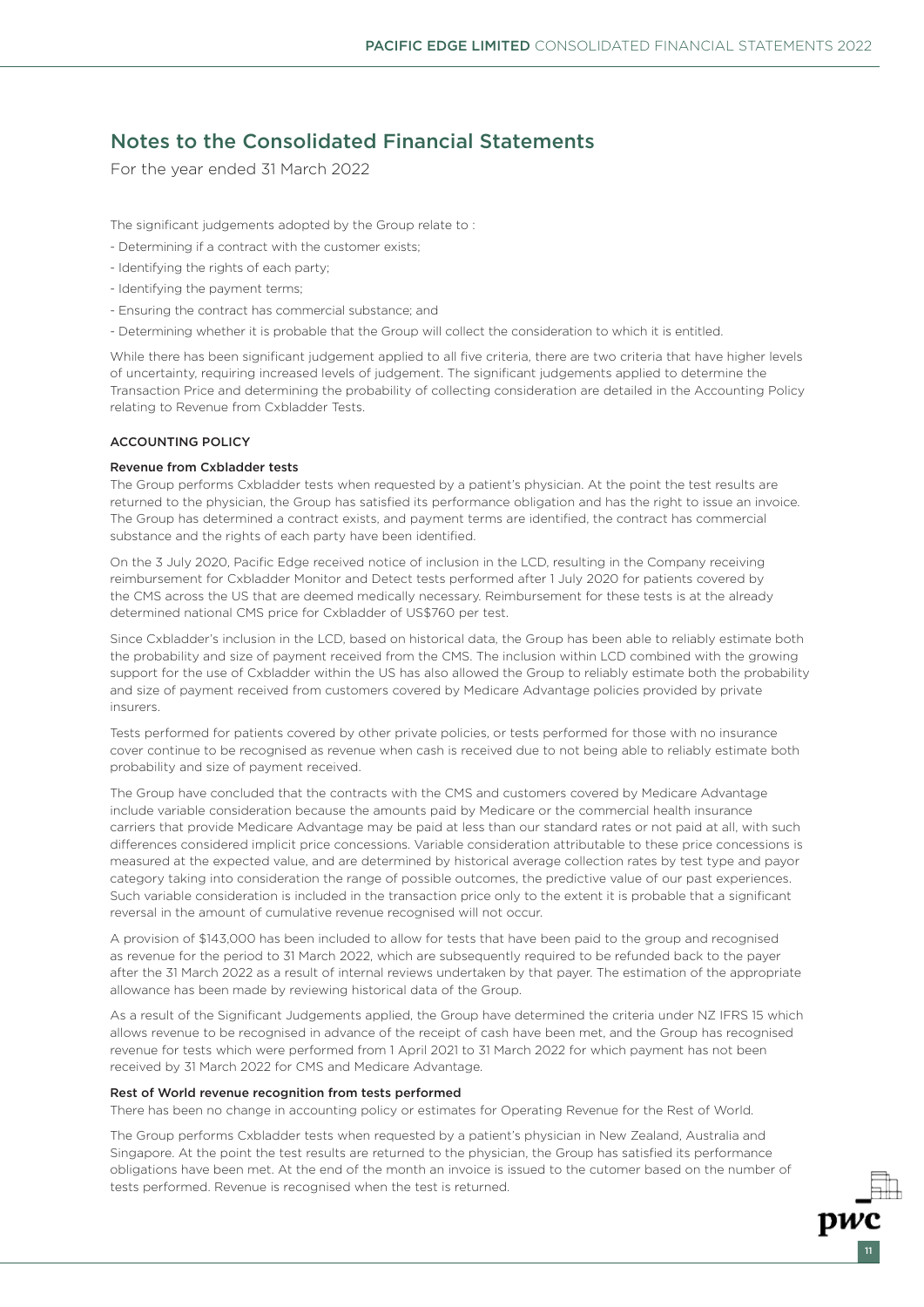# Notes to the Consolidated Financial Statements

For the year ended 31 March 2022

The significant judgements adopted by the Group relate to :

- Determining if a contract with the customer exists;
- Identifying the rights of each party;
- Identifying the payment terms;
- Ensuring the contract has commercial substance; and
- Determining whether it is probable that the Group will collect the consideration to which it is entitled.

While there has been significant judgement applied to all five criteria, there are two criteria that have higher levels of uncertainty, requiring increased levels of judgement. The significant judgements applied to determine the Transaction Price and determining the probability of collecting consideration are detailed in the Accounting Policy relating to Revenue from Cxbladder Tests.

### ACCOUNTING POLICY

#### Revenue from Cxbladder tests

The Group performs Cxbladder tests when requested by a patient's physician. At the point the test results are returned to the physician, the Group has satisfied its performance obligation and has the right to issue an invoice. The Group has determined a contract exists, and payment terms are identified, the contract has commercial substance and the rights of each party have been identified.

On the 3 July 2020, Pacific Edge received notice of inclusion in the LCD, resulting in the Company receiving reimbursement for Cxbladder Monitor and Detect tests performed after 1 July 2020 for patients covered by the CMS across the US that are deemed medically necessary. Reimbursement for these tests is at the already determined national CMS price for Cxbladder of US$760 per test.

Since Cxbladder's inclusion in the LCD, based on historical data, the Group has been able to reliably estimate both the probability and size of payment received from the CMS. The inclusion within LCD combined with the growing support for the use of Cxbladder within the US has also allowed the Group to reliably estimate both the probability and size of payment received from customers covered by Medicare Advantage policies provided by private insurers.

Tests performed for patients covered by other private policies, or tests performed for those with no insurance cover continue to be recognised as revenue when cash is received due to not being able to reliably estimate both probability and size of payment received.

The Group have concluded that the contracts with the CMS and customers covered by Medicare Advantage include variable consideration because the amounts paid by Medicare or the commercial health insurance carriers that provide Medicare Advantage may be paid at less than our standard rates or not paid at all, with such differences considered implicit price concessions. Variable consideration attributable to these price concessions is measured at the expected value, and are determined by historical average collection rates by test type and payor category taking into consideration the range of possible outcomes, the predictive value of our past experiences. Such variable consideration is included in the transaction price only to the extent it is probable that a significant reversal in the amount of cumulative revenue recognised will not occur.

A provision of $143,000 has been included to allow for tests that have been paid to the group and recognised as revenue for the period to 31 March 2022, which are subsequently required to be refunded back to the payer after the 31 March 2022 as a result of internal reviews undertaken by that payer. The estimation of the appropriate allowance has been made by reviewing historical data of the Group.

As a result of the Significant Judgements applied, the Group have determined the criteria under NZ IFRS 15 which allows revenue to be recognised in advance of the receipt of cash have been met, and the Group has recognised revenue for tests which were performed from 1 April 2021 to 31 March 2022 for which payment has not been received by 31 March 2022 for CMS and Medicare Advantage.

#### Rest of World revenue recognition from tests performed

There has been no change in accounting policy or estimates for Operating Revenue for the Rest of World.

The Group performs Cxbladder tests when requested by a patient's physician in New Zealand, Australia and Singapore. At the point the test results are returned to the physician, the Group has satisfied its performance obligations have been met. At the end of the month an invoice is issued to the cutomer based on the number of tests performed. Revenue is recognised when the test is returned.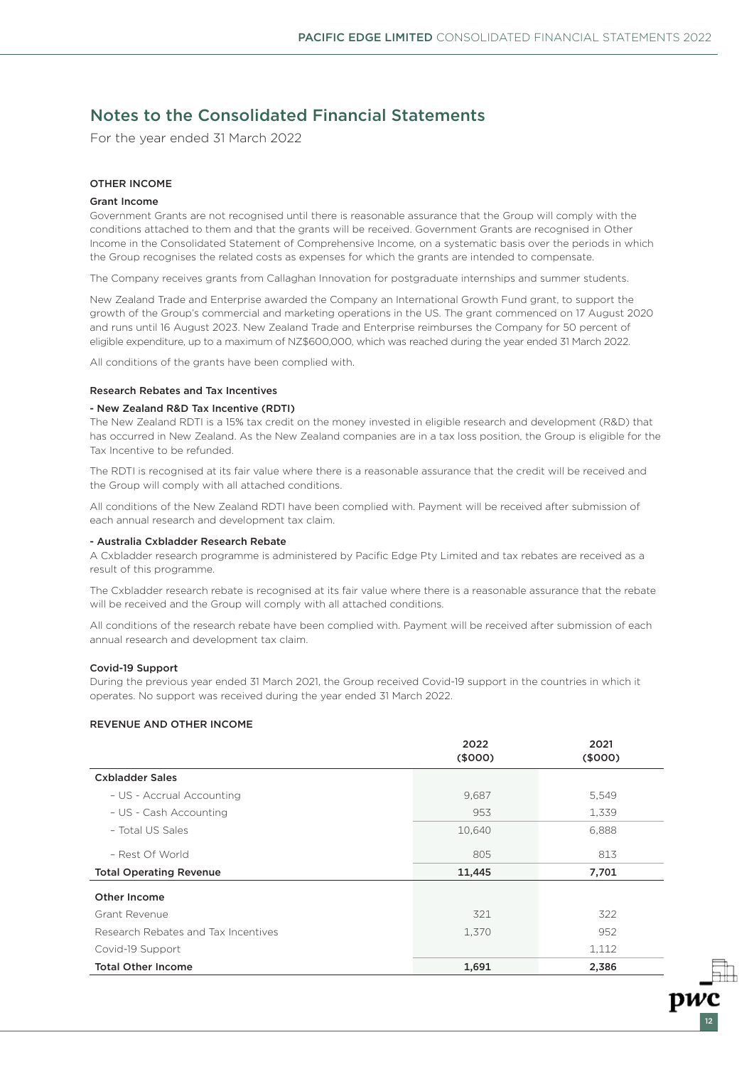# Notes to the Consolidated Financial Statements

For the year ended 31 March 2022

### OTHER INCOME

#### Grant Income

Government Grants are not recognised until there is reasonable assurance that the Group will comply with the conditions attached to them and that the grants will be received. Government Grants are recognised in Other Income in the Consolidated Statement of Comprehensive Income, on a systematic basis over the periods in which the Group recognises the related costs as expenses for which the grants are intended to compensate.

The Company receives grants from Callaghan Innovation for postgraduate internships and summer students.

New Zealand Trade and Enterprise awarded the Company an International Growth Fund grant, to support the growth of the Group's commercial and marketing operations in the US. The grant commenced on 17 August 2020 and runs until 16 August 2023. New Zealand Trade and Enterprise reimburses the Company for 50 percent of eligible expenditure, up to a maximum of NZ$600,000, which was reached during the year ended 31 March 2022.

All conditions of the grants have been complied with.

#### Research Rebates and Tax Incentives

**- New Zealand R&D Tax Incentive (RDTI)**

The New Zealand RDTI is a 15% tax credit on the money invested in eligible research and development (R&D) that has occurred in New Zealand. As the New Zealand companies are in a tax loss position, the Group is eligible for the Tax Incentive to be refunded.

The RDTI is recognised at its fair value where there is a reasonable assurance that the credit will be received and the Group will comply with all attached conditions.

All conditions of the New Zealand RDTI have been complied with. Payment will be received after submission of each annual research and development tax claim.

**- Australia Cxbladder Research Rebate**

A Cxbladder research programme is administered by Pacific Edge Pty Limited and tax rebates are received as a result of this programme.

The Cxbladder research rebate is recognised at its fair value where there is a reasonable assurance that the rebate will be received and the Group will comply with all attached conditions.

All conditions of the research rebate have been complied with. Payment will be received after submission of each annual research and development tax claim.

#### Covid-19 Support

During the previous year ended 31 March 2021, the Group received Covid-19 support in the countries in which it operates. No support was received during the year ended 31 March 2022.

### REVENUE AND OTHER INCOME

| | 2022 ($000) | 2021 ($000) |
|---|---|---|
| **Cxbladder Sales** | | |
| - US - Accrual Accounting | 9,687 | 5,549 |
| - US - Cash Accounting | 953 | 1,339 |
| - Total US Sales | 10,640 | 6,888 |
| - Rest Of World | 805 | 813 |
| **Total Operating Revenue** | **11,445** | **7,701** |
| **Other Income** | | |
| Grant Revenue | 321 | 322 |
| Research Rebates and Tax Incentives | 1,370 | 952 |
| Covid-19 Support | | 1,112 |
| **Total Other Income** | **1,691** | **2,386** |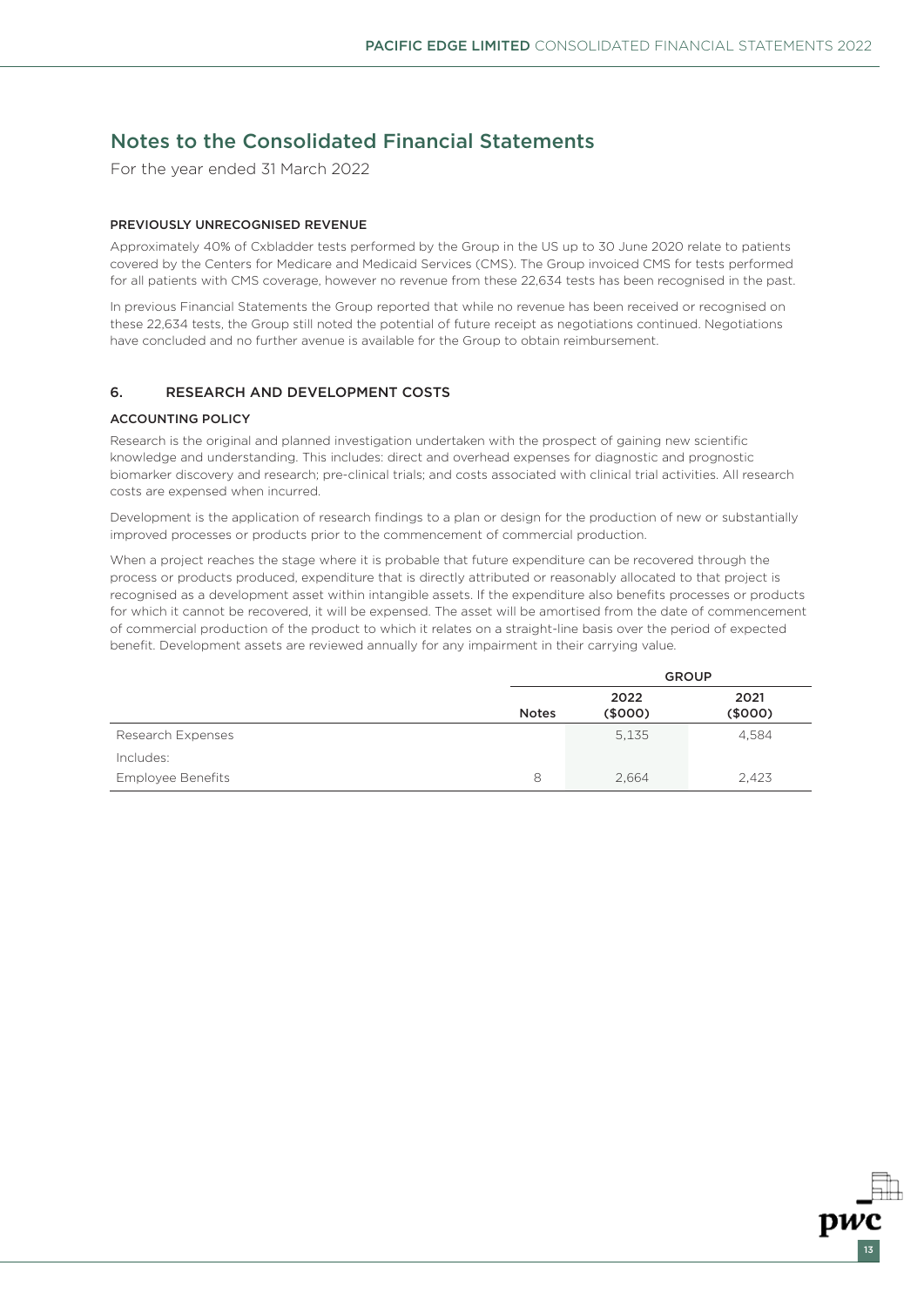# Notes to the Consolidated Financial Statements

For the year ended 31 March 2022

### PREVIOUSLY UNRECOGNISED REVENUE

Approximately 40% of Cxbladder tests performed by the Group in the US up to 30 June 2020 relate to patients covered by the Centers for Medicare and Medicaid Services (CMS). The Group invoiced CMS for tests performed for all patients with CMS coverage, however no revenue from these 22,634 tests has been recognised in the past.

In previous Financial Statements the Group reported that while no revenue has been received or recognised on these 22,634 tests, the Group still noted the potential of future receipt as negotiations continued. Negotiations have concluded and no further avenue is available for the Group to obtain reimbursement.

## 6. RESEARCH AND DEVELOPMENT COSTS

### ACCOUNTING POLICY

Research is the original and planned investigation undertaken with the prospect of gaining new scientific knowledge and understanding. This includes: direct and overhead expenses for diagnostic and prognostic biomarker discovery and research; pre-clinical trials; and costs associated with clinical trial activities. All research costs are expensed when incurred.

Development is the application of research findings to a plan or design for the production of new or substantially improved processes or products prior to the commencement of commercial production.

When a project reaches the stage where it is probable that future expenditure can be recovered through the process or products produced, expenditure that is directly attributed or reasonably allocated to that project is recognised as a development asset within intangible assets. If the expenditure also benefits processes or products for which it cannot be recovered, it will be expensed. The asset will be amortised from the date of commencement of commercial production of the product to which it relates on a straight-line basis over the period of expected benefit. Development assets are reviewed annually for any impairment in their carrying value.

| | | GROUP | |
|---|---|---|---|
| | Notes | 2022 ($000) | 2021 ($000) |
| Research Expenses | | 5,135 | 4,584 |
| Includes: | | | |
| Employee Benefits | 8 | 2,664 | 2,423 |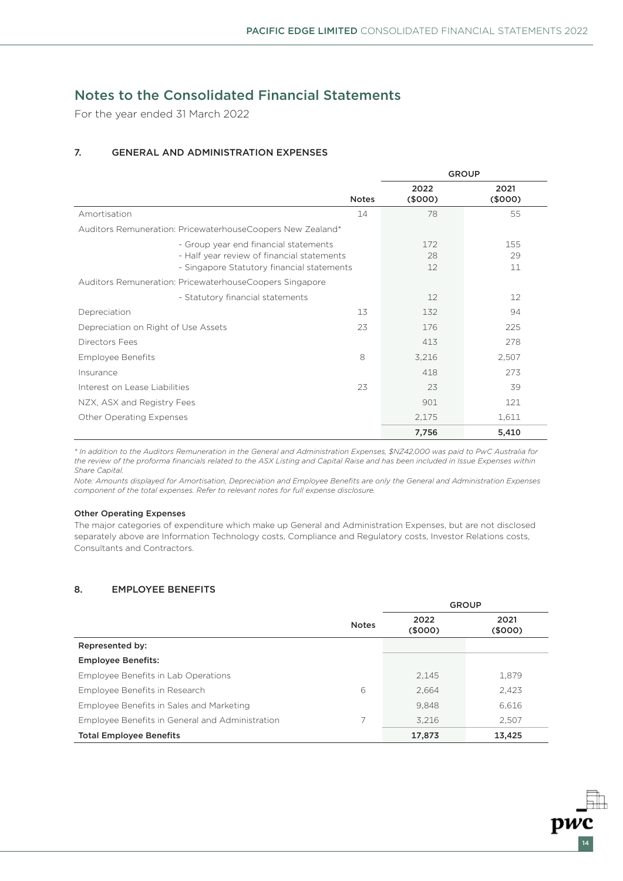# Notes to the Consolidated Financial Statements

For the year ended 31 March 2022

## 7. GENERAL AND ADMINISTRATION EXPENSES

| | Notes | GROUP | |
|---|---|---|---|
| | | 2022 ($000) | 2021 ($000) |
| Amortisation | 14 | 78 | 55 |
| Auditors Remuneration: PricewaterhouseCoopers New Zealand* | | | |
| - Group year end financial statements | | 172 | 155 |
| - Half year review of financial statements | | 28 | 29 |
| - Singapore Statutory financial statements | | 12 | 11 |
| Auditors Remuneration: PricewaterhouseCoopers Singapore | | | |
| - Statutory financial statements | | 12 | 12 |
| Depreciation | 13 | 132 | 94 |
| Depreciation on Right of Use Assets | 23 | 176 | 225 |
| Directors Fees | | 413 | 278 |
| Employee Benefits | 8 | 3,216 | 2,507 |
| Insurance | | 418 | 273 |
| Interest on Lease Liabilities | 23 | 23 | 39 |
| NZX, ASX and Registry Fees | | 901 | 121 |
| Other Operating Expenses | | 2,175 | 1,611 |
| | | **7,756** | **5,410** |

*\* In addition to the Auditors Remuneration in the General and Administration Expenses, $NZ42,000 was paid to PwC Australia for the review of the proforma financials related to the ASX Listing and Capital Raise and has been included in Issue Expenses within Share Capital.*

*Note: Amounts displayed for Amortisation, Depreciation and Employee Benefits are only the General and Administration Expenses component of the total expenses. Refer to relevant notes for full expense disclosure.*

**Other Operating Expenses**

The major categories of expenditure which make up General and Administration Expenses, but are not disclosed separately above are Information Technology costs, Compliance and Regulatory costs, Investor Relations costs, Consultants and Contractors.

## 8. EMPLOYEE BENEFITS

| | Notes | GROUP | |
|---|---|---|---|
| | | 2022 ($000) | 2021 ($000) |
| **Represented by:** | | | |
| **Employee Benefits:** | | | |
| Employee Benefits in Lab Operations | | 2,145 | 1,879 |
| Employee Benefits in Research | 6 | 2,664 | 2,423 |
| Employee Benefits in Sales and Marketing | | 9,848 | 6,616 |
| Employee Benefits in General and Administration | 7 | 3,216 | 2,507 |
| **Total Employee Benefits** | | **17,873** | **13,425** |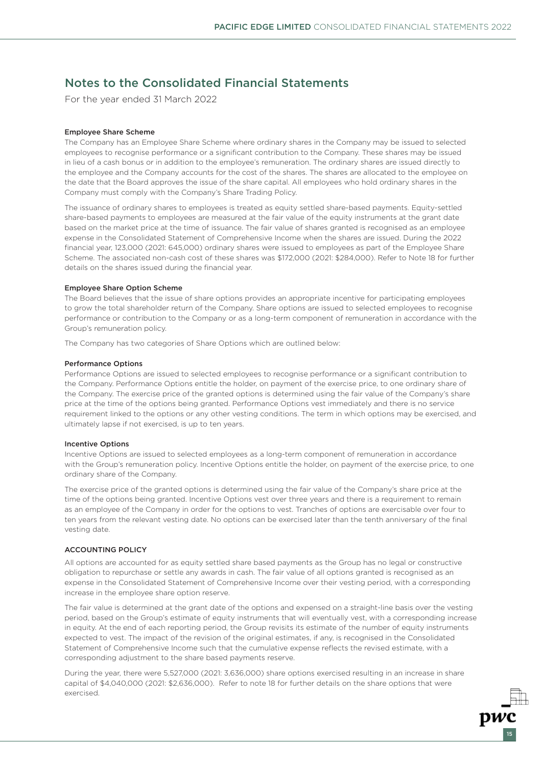# Notes to the Consolidated Financial Statements

For the year ended 31 March 2022

### Employee Share Scheme

The Company has an Employee Share Scheme where ordinary shares in the Company may be issued to selected employees to recognise performance or a significant contribution to the Company. These shares may be issued in lieu of a cash bonus or in addition to the employee's remuneration. The ordinary shares are issued directly to the employee and the Company accounts for the cost of the shares. The shares are allocated to the employee on the date that the Board approves the issue of the share capital. All employees who hold ordinary shares in the Company must comply with the Company's Share Trading Policy.

The issuance of ordinary shares to employees is treated as equity settled share-based payments. Equity-settled share-based payments to employees are measured at the fair value of the equity instruments at the grant date based on the market price at the time of issuance. The fair value of shares granted is recognised as an employee expense in the Consolidated Statement of Comprehensive Income when the shares are issued. During the 2022 financial year, 123,000 (2021: 645,000) ordinary shares were issued to employees as part of the Employee Share Scheme. The associated non-cash cost of these shares was $172,000 (2021: $284,000). Refer to Note 18 for further details on the shares issued during the financial year.

### Employee Share Option Scheme

The Board believes that the issue of share options provides an appropriate incentive for participating employees to grow the total shareholder return of the Company. Share options are issued to selected employees to recognise performance or contribution to the Company or as a long-term component of remuneration in accordance with the Group's remuneration policy.

The Company has two categories of Share Options which are outlined below:

### Performance Options

Performance Options are issued to selected employees to recognise performance or a significant contribution to the Company. Performance Options entitle the holder, on payment of the exercise price, to one ordinary share of the Company. The exercise price of the granted options is determined using the fair value of the Company's share price at the time of the options being granted. Performance Options vest immediately and there is no service requirement linked to the options or any other vesting conditions. The term in which options may be exercised, and ultimately lapse if not exercised, is up to ten years.

### Incentive Options

Incentive Options are issued to selected employees as a long-term component of remuneration in accordance with the Group's remuneration policy. Incentive Options entitle the holder, on payment of the exercise price, to one ordinary share of the Company.

The exercise price of the granted options is determined using the fair value of the Company's share price at the time of the options being granted. Incentive Options vest over three years and there is a requirement to remain as an employee of the Company in order for the options to vest. Tranches of options are exercisable over four to ten years from the relevant vesting date. No options can be exercised later than the tenth anniversary of the final vesting date.

### ACCOUNTING POLICY

All options are accounted for as equity settled share based payments as the Group has no legal or constructive obligation to repurchase or settle any awards in cash. The fair value of all options granted is recognised as an expense in the Consolidated Statement of Comprehensive Income over their vesting period, with a corresponding increase in the employee share option reserve.

The fair value is determined at the grant date of the options and expensed on a straight-line basis over the vesting period, based on the Group's estimate of equity instruments that will eventually vest, with a corresponding increase in equity. At the end of each reporting period, the Group revisits its estimate of the number of equity instruments expected to vest. The impact of the revision of the original estimates, if any, is recognised in the Consolidated Statement of Comprehensive Income such that the cumulative expense reflects the revised estimate, with a corresponding adjustment to the share based payments reserve.

During the year, there were 5,527,000 (2021: 3,636,000) share options exercised resulting in an increase in share capital of $4,040,000 (2021: $2,636,000). Refer to note 18 for further details on the share options that were exercised.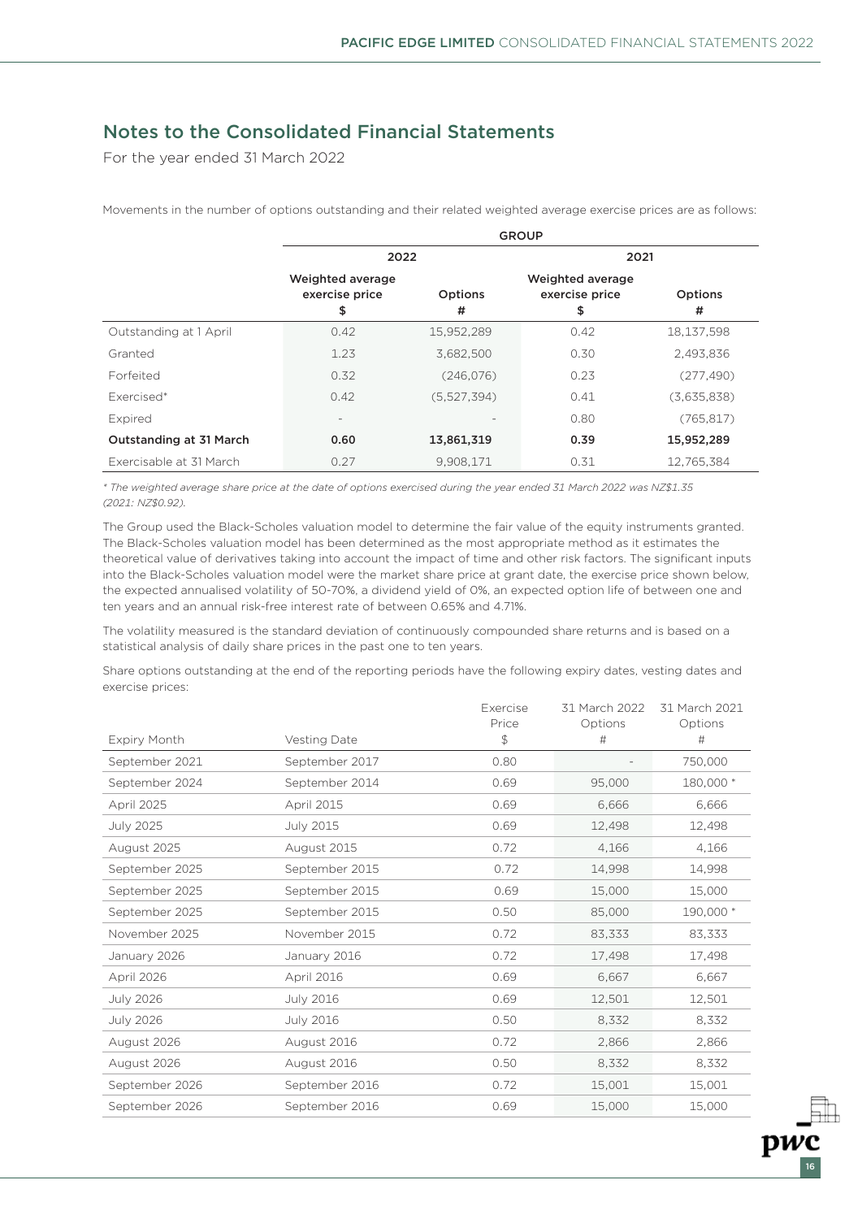## Notes to the Consolidated Financial Statements

For the year ended 31 March 2022

Movements in the number of options outstanding and their related weighted average exercise prices are as follows:

| | GROUP | | | |
|---|---|---|---|---|
| | 2022 | | 2021 | |
| | Weighted average exercise price $ | Options # | Weighted average exercise price $ | Options # |
| Outstanding at 1 April | 0.42 | 15,952,289 | 0.42 | 18,137,598 |
| Granted | 1.23 | 3,682,500 | 0.30 | 2,493,836 |
| Forfeited | 0.32 | (246,076) | 0.23 | (277,490) |
| Exercised* | 0.42 | (5,527,394) | 0.41 | (3,635,838) |
| Expired | - | - | 0.80 | (765,817) |
| **Outstanding at 31 March** | **0.60** | **13,861,319** | **0.39** | **15,952,289** |
| Exercisable at 31 March | 0.27 | 9,908,171 | 0.31 | 12,765,384 |

*\* The weighted average share price at the date of options exercised during the year ended 31 March 2022 was NZ$1.35 (2021: NZ$0.92).*

The Group used the Black-Scholes valuation model to determine the fair value of the equity instruments granted. The Black-Scholes valuation model has been determined as the most appropriate method as it estimates the theoretical value of derivatives taking into account the impact of time and other risk factors. The significant inputs into the Black-Scholes valuation model were the market share price at grant date, the exercise price shown below, the expected annualised volatility of 50-70%, a dividend yield of 0%, an expected option life of between one and ten years and an annual risk-free interest rate of between 0.65% and 4.71%.

The volatility measured is the standard deviation of continuously compounded share returns and is based on a statistical analysis of daily share prices in the past one to ten years.

Share options outstanding at the end of the reporting periods have the following expiry dates, vesting dates and exercise prices:

| Expiry Month | Vesting Date | Exercise Price $ | 31 March 2022 Options # | 31 March 2021 Options # |
|---|---|---|---|---|
| September 2021 | September 2017 | 0.80 | - | 750,000 |
| September 2024 | September 2014 | 0.69 | 95,000 | 180,000 * |
| April 2025 | April 2015 | 0.69 | 6,666 | 6,666 |
| July 2025 | July 2015 | 0.69 | 12,498 | 12,498 |
| August 2025 | August 2015 | 0.72 | 4,166 | 4,166 |
| September 2025 | September 2015 | 0.72 | 14,998 | 14,998 |
| September 2025 | September 2015 | 0.69 | 15,000 | 15,000 |
| September 2025 | September 2015 | 0.50 | 85,000 | 190,000 * |
| November 2025 | November 2015 | 0.72 | 83,333 | 83,333 |
| January 2026 | January 2016 | 0.72 | 17,498 | 17,498 |
| April 2026 | April 2016 | 0.69 | 6,667 | 6,667 |
| July 2026 | July 2016 | 0.69 | 12,501 | 12,501 |
| July 2026 | July 2016 | 0.50 | 8,332 | 8,332 |
| August 2026 | August 2016 | 0.72 | 2,866 | 2,866 |
| August 2026 | August 2016 | 0.50 | 8,332 | 8,332 |
| September 2026 | September 2016 | 0.72 | 15,001 | 15,001 |
| September 2026 | September 2016 | 0.69 | 15,000 | 15,000 |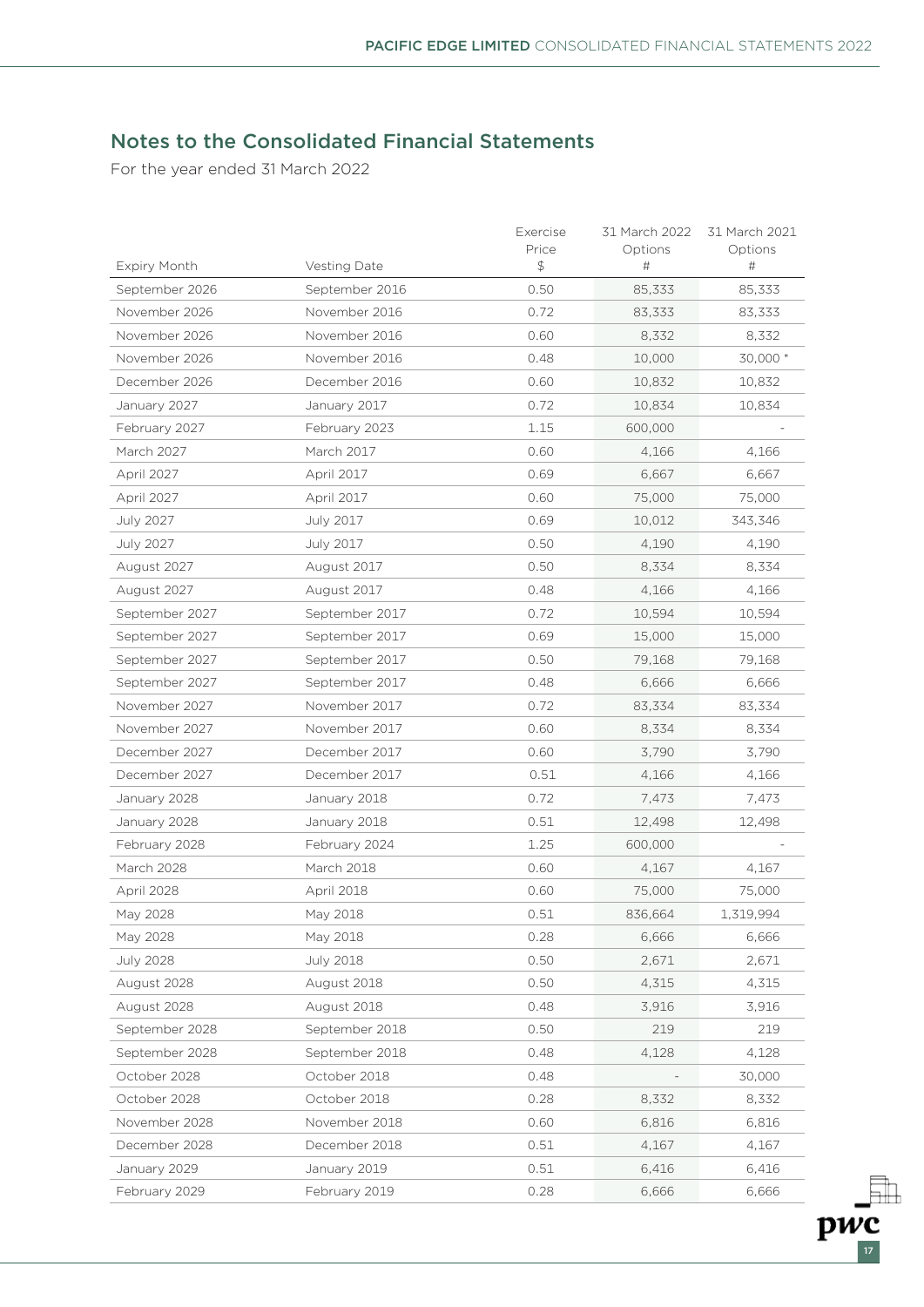## Notes to the Consolidated Financial Statements

For the year ended 31 March 2022

| Expiry Month | Vesting Date | Exercise Price $ | 31 March 2022 Options # | 31 March 2021 Options # |
|---|---|---|---|---|
| September 2026 | September 2016 | 0.50 | 85,333 | 85,333 |
| November 2026 | November 2016 | 0.72 | 83,333 | 83,333 |
| November 2026 | November 2016 | 0.60 | 8,332 | 8,332 |
| November 2026 | November 2016 | 0.48 | 10,000 | 30,000 * |
| December 2026 | December 2016 | 0.60 | 10,832 | 10,832 |
| January 2027 | January 2017 | 0.72 | 10,834 | 10,834 |
| February 2027 | February 2023 | 1.15 | 600,000 | - |
| March 2027 | March 2017 | 0.60 | 4,166 | 4,166 |
| April 2027 | April 2017 | 0.69 | 6,667 | 6,667 |
| April 2027 | April 2017 | 0.60 | 75,000 | 75,000 |
| July 2027 | July 2017 | 0.69 | 10,012 | 343,346 |
| July 2027 | July 2017 | 0.50 | 4,190 | 4,190 |
| August 2027 | August 2017 | 0.50 | 8,334 | 8,334 |
| August 2027 | August 2017 | 0.48 | 4,166 | 4,166 |
| September 2027 | September 2017 | 0.72 | 10,594 | 10,594 |
| September 2027 | September 2017 | 0.69 | 15,000 | 15,000 |
| September 2027 | September 2017 | 0.50 | 79,168 | 79,168 |
| September 2027 | September 2017 | 0.48 | 6,666 | 6,666 |
| November 2027 | November 2017 | 0.72 | 83,334 | 83,334 |
| November 2027 | November 2017 | 0.60 | 8,334 | 8,334 |
| December 2027 | December 2017 | 0.60 | 3,790 | 3,790 |
| December 2027 | December 2017 | 0.51 | 4,166 | 4,166 |
| January 2028 | January 2018 | 0.72 | 7,473 | 7,473 |
| January 2028 | January 2018 | 0.51 | 12,498 | 12,498 |
| February 2028 | February 2024 | 1.25 | 600,000 | - |
| March 2028 | March 2018 | 0.60 | 4,167 | 4,167 |
| April 2028 | April 2018 | 0.60 | 75,000 | 75,000 |
| May 2028 | May 2018 | 0.51 | 836,664 | 1,319,994 |
| May 2028 | May 2018 | 0.28 | 6,666 | 6,666 |
| July 2028 | July 2018 | 0.50 | 2,671 | 2,671 |
| August 2028 | August 2018 | 0.50 | 4,315 | 4,315 |
| August 2028 | August 2018 | 0.48 | 3,916 | 3,916 |
| September 2028 | September 2018 | 0.50 | 219 | 219 |
| September 2028 | September 2018 | 0.48 | 4,128 | 4,128 |
| October 2028 | October 2018 | 0.48 | - | 30,000 |
| October 2028 | October 2018 | 0.28 | 8,332 | 8,332 |
| November 2028 | November 2018 | 0.60 | 6,816 | 6,816 |
| December 2028 | December 2018 | 0.51 | 4,167 | 4,167 |
| January 2029 | January 2019 | 0.51 | 6,416 | 6,416 |
| February 2029 | February 2019 | 0.28 | 6,666 | 6,666 |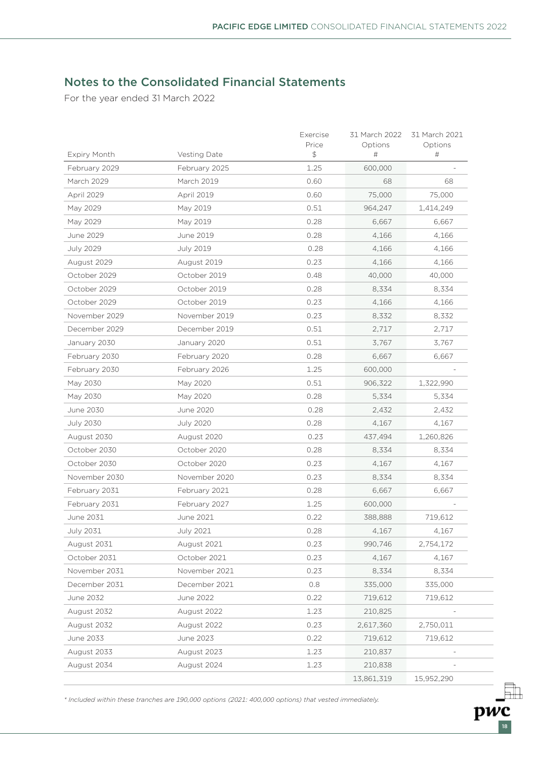## Notes to the Consolidated Financial Statements

For the year ended 31 March 2022

| Expiry Month | Vesting Date | Exercise Price $ | 31 March 2022 Options # | 31 March 2021 Options # |
|---|---|---|---|---|
| February 2029 | February 2025 | 1.25 | 600,000 | - |
| March 2029 | March 2019 | 0.60 | 68 | 68 |
| April 2029 | April 2019 | 0.60 | 75,000 | 75,000 |
| May 2029 | May 2019 | 0.51 | 964,247 | 1,414,249 |
| May 2029 | May 2019 | 0.28 | 6,667 | 6,667 |
| June 2029 | June 2019 | 0.28 | 4,166 | 4,166 |
| July 2029 | July 2019 | 0.28 | 4,166 | 4,166 |
| August 2029 | August 2019 | 0.23 | 4,166 | 4,166 |
| October 2029 | October 2019 | 0.48 | 40,000 | 40,000 |
| October 2029 | October 2019 | 0.28 | 8,334 | 8,334 |
| October 2029 | October 2019 | 0.23 | 4,166 | 4,166 |
| November 2029 | November 2019 | 0.23 | 8,332 | 8,332 |
| December 2029 | December 2019 | 0.51 | 2,717 | 2,717 |
| January 2030 | January 2020 | 0.51 | 3,767 | 3,767 |
| February 2030 | February 2020 | 0.28 | 6,667 | 6,667 |
| February 2030 | February 2026 | 1.25 | 600,000 | - |
| May 2030 | May 2020 | 0.51 | 906,322 | 1,322,990 |
| May 2030 | May 2020 | 0.28 | 5,334 | 5,334 |
| June 2030 | June 2020 | 0.28 | 2,432 | 2,432 |
| July 2030 | July 2020 | 0.28 | 4,167 | 4,167 |
| August 2030 | August 2020 | 0.23 | 437,494 | 1,260,826 |
| October 2030 | October 2020 | 0.28 | 8,334 | 8,334 |
| October 2030 | October 2020 | 0.23 | 4,167 | 4,167 |
| November 2030 | November 2020 | 0.23 | 8,334 | 8,334 |
| February 2031 | February 2021 | 0.28 | 6,667 | 6,667 |
| February 2031 | February 2027 | 1.25 | 600,000 | - |
| June 2031 | June 2021 | 0.22 | 388,888 | 719,612 |
| July 2031 | July 2021 | 0.28 | 4,167 | 4,167 |
| August 2031 | August 2021 | 0.23 | 990,746 | 2,754,172 |
| October 2031 | October 2021 | 0.23 | 4,167 | 4,167 |
| November 2031 | November 2021 | 0.23 | 8,334 | 8,334 |
| December 2031 | December 2021 | 0.8 | 335,000 | 335,000 |
| June 2032 | June 2022 | 0.22 | 719,612 | 719,612 |
| August 2032 | August 2022 | 1.23 | 210,825 | - |
| August 2032 | August 2022 | 0.23 | 2,617,360 | 2,750,011 |
| June 2033 | June 2023 | 0.22 | 719,612 | 719,612 |
| August 2033 | August 2023 | 1.23 | 210,837 | - |
| August 2034 | August 2024 | 1.23 | 210,838 | - |
| | | | 13,861,319 | 15,952,290 |

*\* Included within these tranches are 190,000 options (2021: 400,000 options) that vested immediately.*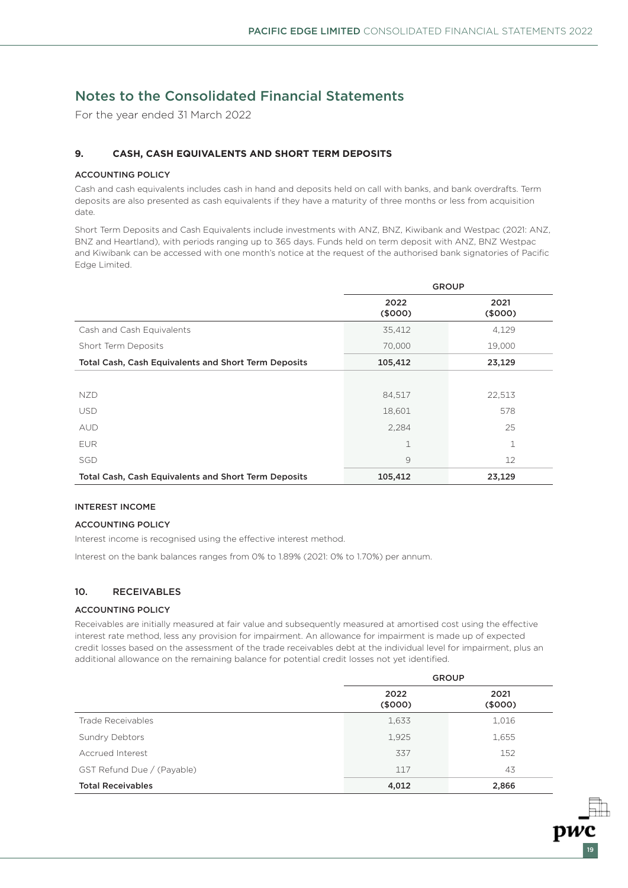# Notes to the Consolidated Financial Statements

For the year ended 31 March 2022

## 9. CASH, CASH EQUIVALENTS AND SHORT TERM DEPOSITS

### ACCOUNTING POLICY

Cash and cash equivalents includes cash in hand and deposits held on call with banks, and bank overdrafts. Term deposits are also presented as cash equivalents if they have a maturity of three months or less from acquisition date.

Short Term Deposits and Cash Equivalents include investments with ANZ, BNZ, Kiwibank and Westpac (2021: ANZ, BNZ and Heartland), with periods ranging up to 365 days. Funds held on term deposit with ANZ, BNZ Westpac and Kiwibank can be accessed with one month's notice at the request of the authorised bank signatories of Pacific Edge Limited.

| | GROUP | |
|---|---|---|
| | 2022 ($000) | 2021 ($000) |
| Cash and Cash Equivalents | 35,412 | 4,129 |
| Short Term Deposits | 70,000 | 19,000 |
| **Total Cash, Cash Equivalents and Short Term Deposits** | **105,412** | **23,129** |
| | | |
| NZD | 84,517 | 22,513 |
| USD | 18,601 | 578 |
| AUD | 2,284 | 25 |
| EUR | 1 | 1 |
| SGD | 9 | 12 |
| **Total Cash, Cash Equivalents and Short Term Deposits** | **105,412** | **23,129** |

### INTEREST INCOME

### ACCOUNTING POLICY

Interest income is recognised using the effective interest method.

Interest on the bank balances ranges from 0% to 1.89% (2021: 0% to 1.70%) per annum.

## 10. RECEIVABLES

### ACCOUNTING POLICY

Receivables are initially measured at fair value and subsequently measured at amortised cost using the effective interest rate method, less any provision for impairment. An allowance for impairment is made up of expected credit losses based on the assessment of the trade receivables debt at the individual level for impairment, plus an additional allowance on the remaining balance for potential credit losses not yet identified.

| | GROUP | |
|---|---|---|
| | 2022 ($000) | 2021 ($000) |
| Trade Receivables | 1,633 | 1,016 |
| Sundry Debtors | 1,925 | 1,655 |
| Accrued Interest | 337 | 152 |
| GST Refund Due / (Payable) | 117 | 43 |
| **Total Receivables** | **4,012** | **2,866** |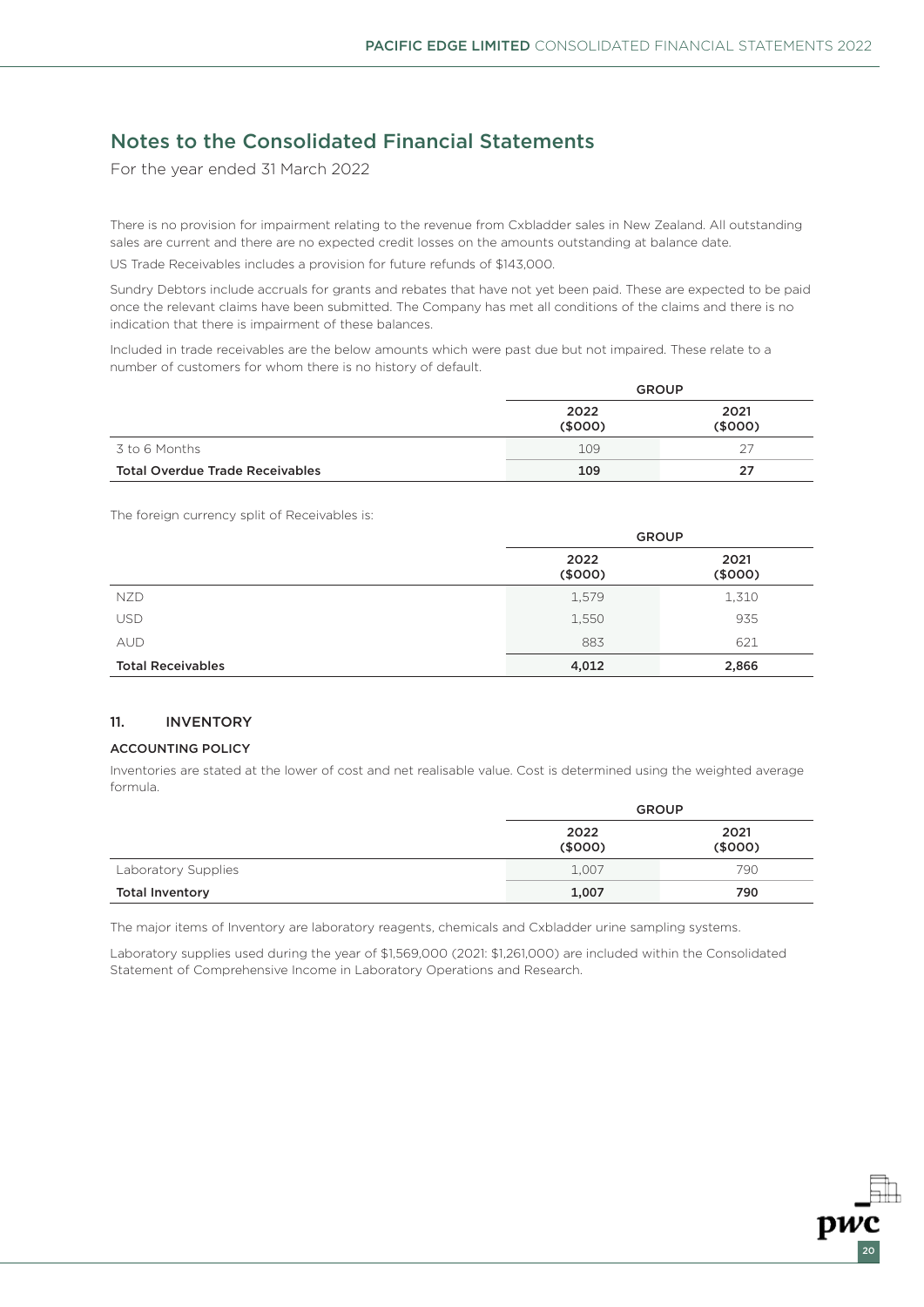## Notes to the Consolidated Financial Statements

For the year ended 31 March 2022

There is no provision for impairment relating to the revenue from Cxbladder sales in New Zealand. All outstanding sales are current and there are no expected credit losses on the amounts outstanding at balance date.

US Trade Receivables includes a provision for future refunds of $143,000.

Sundry Debtors include accruals for grants and rebates that have not yet been paid. These are expected to be paid once the relevant claims have been submitted. The Company has met all conditions of the claims and there is no indication that there is impairment of these balances.

Included in trade receivables are the below amounts which were past due but not impaired. These relate to a number of customers for whom there is no history of default.

| | GROUP | |
|---|---|---|
| | 2022 ($000) | 2021 ($000) |
| 3 to 6 Months | 109 | 27 |
| **Total Overdue Trade Receivables** | **109** | **27** |

The foreign currency split of Receivables is:

| | GROUP | |
|---|---|---|
| | 2022 ($000) | 2021 ($000) |
| NZD | 1,579 | 1,310 |
| USD | 1,550 | 935 |
| AUD | 883 | 621 |
| **Total Receivables** | **4,012** | **2,866** |

### 11. INVENTORY

#### ACCOUNTING POLICY

Inventories are stated at the lower of cost and net realisable value. Cost is determined using the weighted average formula.

| | GROUP | |
|---|---|---|
| | 2022 ($000) | 2021 ($000) |
| Laboratory Supplies | 1,007 | 790 |
| **Total Inventory** | **1,007** | **790** |

The major items of Inventory are laboratory reagents, chemicals and Cxbladder urine sampling systems.

Laboratory supplies used during the year of $1,569,000 (2021: $1,261,000) are included within the Consolidated Statement of Comprehensive Income in Laboratory Operations and Research.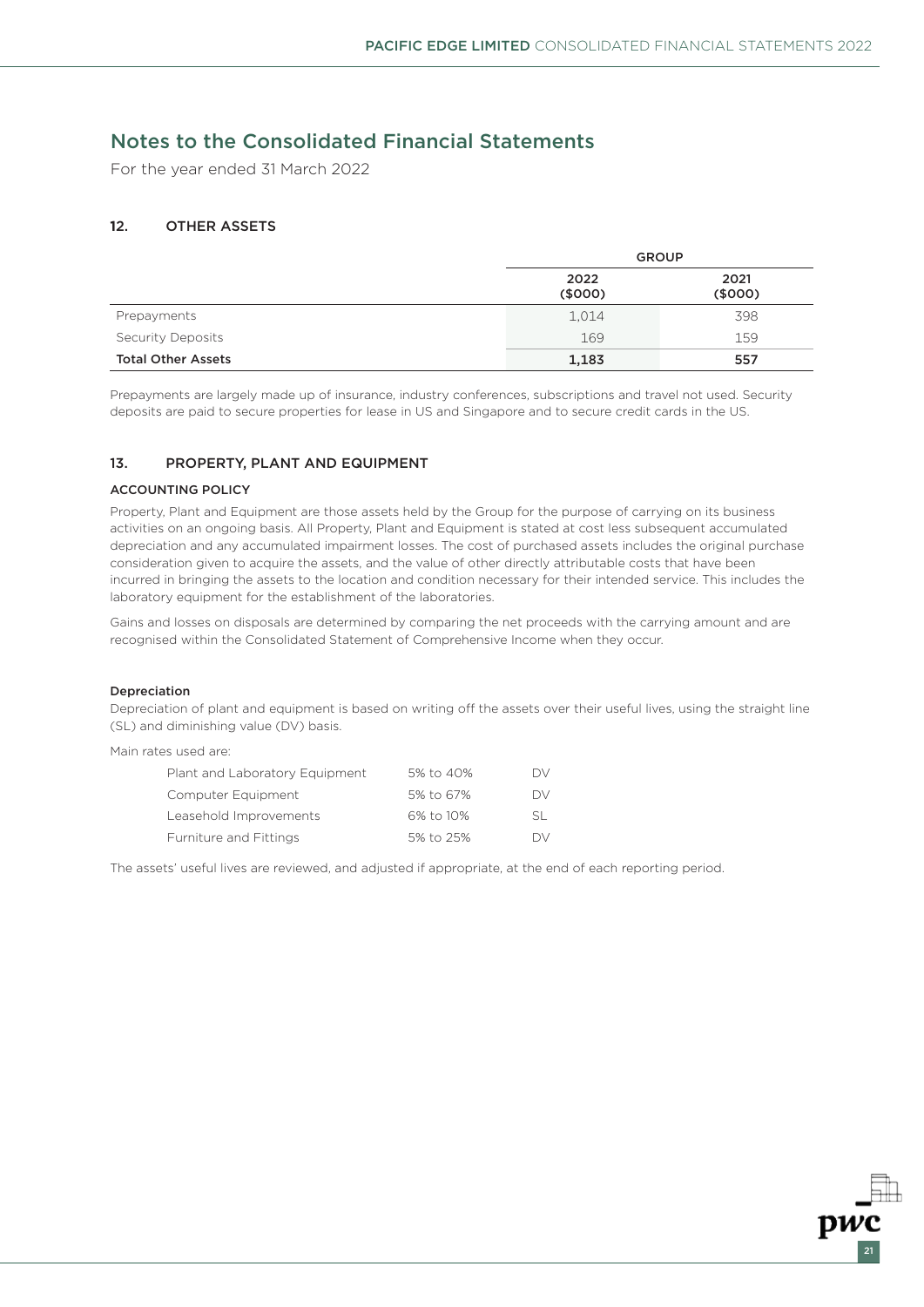# Notes to the Consolidated Financial Statements

For the year ended 31 March 2022

## 12. OTHER ASSETS

| | GROUP | |
|---|---|---|
| | 2022 ($000) | 2021 ($000) |
| Prepayments | 1,014 | 398 |
| Security Deposits | 169 | 159 |
| **Total Other Assets** | **1,183** | **557** |

Prepayments are largely made up of insurance, industry conferences, subscriptions and travel not used. Security deposits are paid to secure properties for lease in US and Singapore and to secure credit cards in the US.

## 13. PROPERTY, PLANT AND EQUIPMENT

### ACCOUNTING POLICY

Property, Plant and Equipment are those assets held by the Group for the purpose of carrying on its business activities on an ongoing basis. All Property, Plant and Equipment is stated at cost less subsequent accumulated depreciation and any accumulated impairment losses. The cost of purchased assets includes the original purchase consideration given to acquire the assets, and the value of other directly attributable costs that have been incurred in bringing the assets to the location and condition necessary for their intended service. This includes the laboratory equipment for the establishment of the laboratories.

Gains and losses on disposals are determined by comparing the net proceeds with the carrying amount and are recognised within the Consolidated Statement of Comprehensive Income when they occur.

#### Depreciation

Depreciation of plant and equipment is based on writing off the assets over their useful lives, using the straight line (SL) and diminishing value (DV) basis.

Main rates used are:

| | | |
|---|---|---|
| Plant and Laboratory Equipment | 5% to 40% | DV |
| Computer Equipment | 5% to 67% | DV |
| Leasehold Improvements | 6% to 10% | SL |
| Furniture and Fittings | 5% to 25% | DV |

The assets' useful lives are reviewed, and adjusted if appropriate, at the end of each reporting period.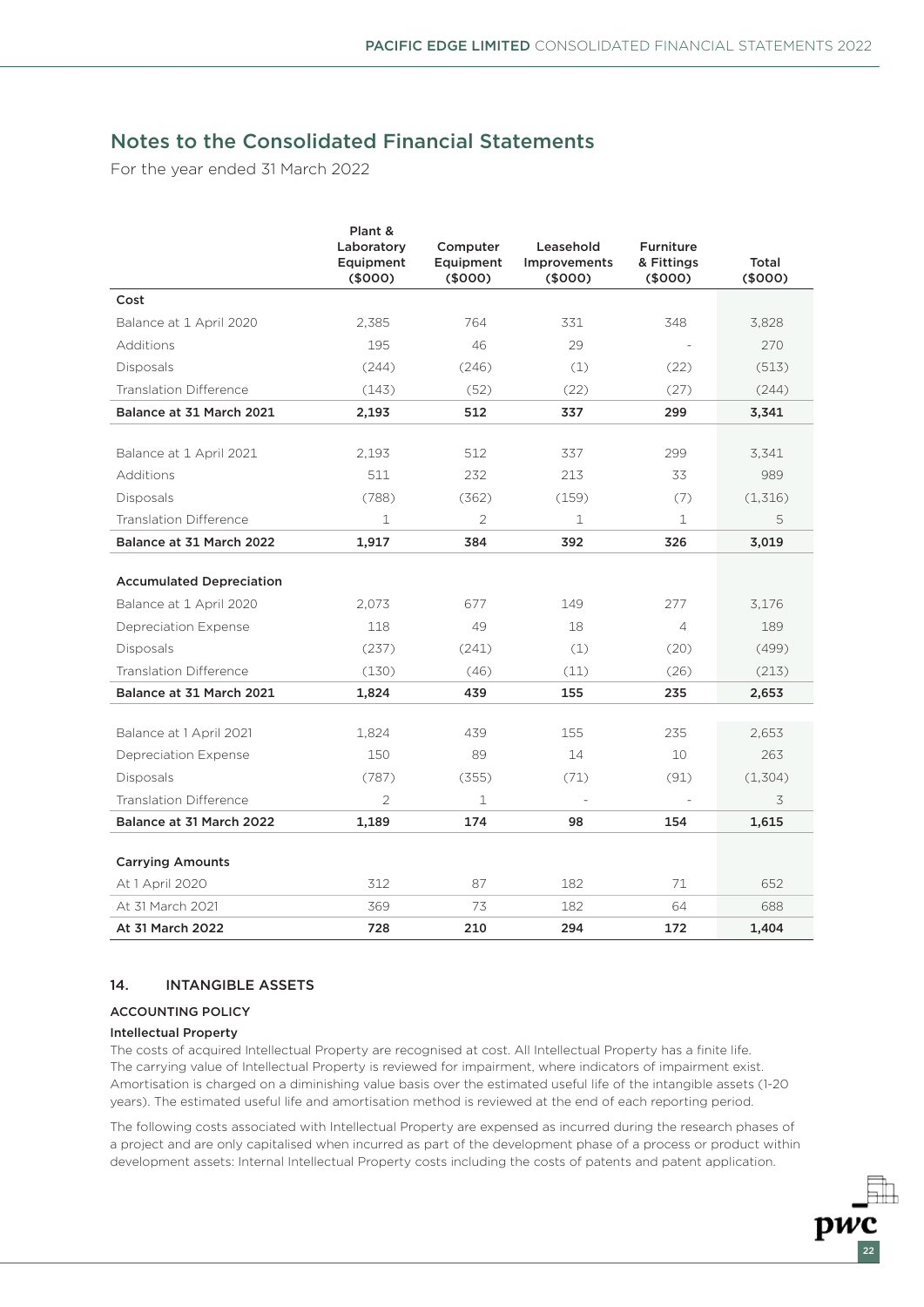# Notes to the Consolidated Financial Statements

For the year ended 31 March 2022

| | Plant & Laboratory Equipment ($000) | Computer Equipment ($000) | Leasehold Improvements ($000) | Furniture & Fittings ($000) | Total ($000) |
|---|---|---|---|---|---|
| **Cost** | | | | | |
| Balance at 1 April 2020 | 2,385 | 764 | 331 | 348 | 3,828 |
| Additions | 195 | 46 | 29 | - | 270 |
| Disposals | (244) | (246) | (1) | (22) | (513) |
| Translation Difference | (143) | (52) | (22) | (27) | (244) |
| **Balance at 31 March 2021** | **2,193** | **512** | **337** | **299** | **3,341** |
| | | | | | |
| Balance at 1 April 2021 | 2,193 | 512 | 337 | 299 | 3,341 |
| Additions | 511 | 232 | 213 | 33 | 989 |
| Disposals | (788) | (362) | (159) | (7) | (1,316) |
| Translation Difference | 1 | 2 | 1 | 1 | 5 |
| **Balance at 31 March 2022** | **1,917** | **384** | **392** | **326** | **3,019** |
| | | | | | |
| **Accumulated Depreciation** | | | | | |
| Balance at 1 April 2020 | 2,073 | 677 | 149 | 277 | 3,176 |
| Depreciation Expense | 118 | 49 | 18 | 4 | 189 |
| Disposals | (237) | (241) | (1) | (20) | (499) |
| Translation Difference | (130) | (46) | (11) | (26) | (213) |
| **Balance at 31 March 2021** | **1,824** | **439** | **155** | **235** | **2,653** |
| | | | | | |
| Balance at 1 April 2021 | 1,824 | 439 | 155 | 235 | 2,653 |
| Depreciation Expense | 150 | 89 | 14 | 10 | 263 |
| Disposals | (787) | (355) | (71) | (91) | (1,304) |
| Translation Difference | 2 | 1 | - | - | 3 |
| **Balance at 31 March 2022** | **1,189** | **174** | **98** | **154** | **1,615** |
| | | | | | |
| **Carrying Amounts** | | | | | |
| At 1 April 2020 | 312 | 87 | 182 | 71 | 652 |
| At 31 March 2021 | 369 | 73 | 182 | 64 | 688 |
| **At 31 March 2022** | **728** | **210** | **294** | **172** | **1,404** |

## 14. INTANGIBLE ASSETS

### ACCOUNTING POLICY

#### Intellectual Property

The costs of acquired Intellectual Property are recognised at cost. All Intellectual Property has a finite life. The carrying value of Intellectual Property is reviewed for impairment, where indicators of impairment exist. Amortisation is charged on a diminishing value basis over the estimated useful life of the intangible assets (1-20 years). The estimated useful life and amortisation method is reviewed at the end of each reporting period.

The following costs associated with Intellectual Property are expensed as incurred during the research phases of a project and are only capitalised when incurred as part of the development phase of a process or product within development assets: Internal Intellectual Property costs including the costs of patents and patent application.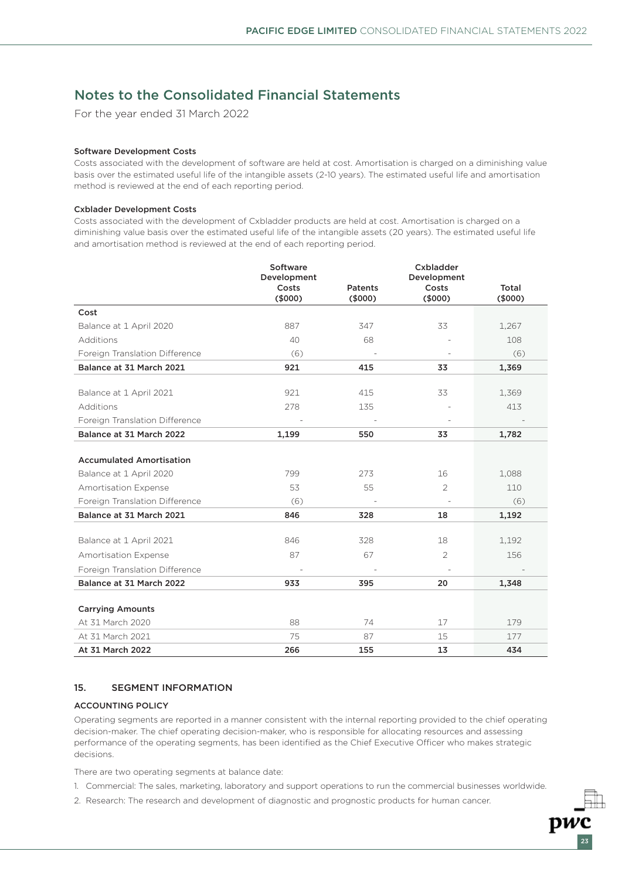# Notes to the Consolidated Financial Statements

For the year ended 31 March 2022

### Software Development Costs

Costs associated with the development of software are held at cost. Amortisation is charged on a diminishing value basis over the estimated useful life of the intangible assets (2-10 years). The estimated useful life and amortisation method is reviewed at the end of each reporting period.

### Cxblader Development Costs

Costs associated with the development of Cxbladder products are held at cost. Amortisation is charged on a diminishing value basis over the estimated useful life of the intangible assets (20 years). The estimated useful life and amortisation method is reviewed at the end of each reporting period.

| | Software Development Costs ($000) | Patents ($000) | Cxbladder Development Costs ($000) | Total ($000) |
|---|---|---|---|---|
| **Cost** | | | | |
| Balance at 1 April 2020 | 887 | 347 | 33 | 1,267 |
| Additions | 40 | 68 | - | 108 |
| Foreign Translation Difference | (6) | - | - | (6) |
| **Balance at 31 March 2021** | **921** | **415** | **33** | **1,369** |
| Balance at 1 April 2021 | 921 | 415 | 33 | 1,369 |
| Additions | 278 | 135 | - | 413 |
| Foreign Translation Difference | - | - | - | - |
| **Balance at 31 March 2022** | **1,199** | **550** | **33** | **1,782** |
| **Accumulated Amortisation** | | | | |
| Balance at 1 April 2020 | 799 | 273 | 16 | 1,088 |
| Amortisation Expense | 53 | 55 | 2 | 110 |
| Foreign Translation Difference | (6) | - | - | (6) |
| **Balance at 31 March 2021** | **846** | **328** | **18** | **1,192** |
| Balance at 1 April 2021 | 846 | 328 | 18 | 1,192 |
| Amortisation Expense | 87 | 67 | 2 | 156 |
| Foreign Translation Difference | - | - | - | - |
| **Balance at 31 March 2022** | **933** | **395** | **20** | **1,348** |
| **Carrying Amounts** | | | | |
| At 31 March 2020 | 88 | 74 | 17 | 179 |
| At 31 March 2021 | 75 | 87 | 15 | 177 |
| **At 31 March 2022** | **266** | **155** | **13** | **434** |

## 15. SEGMENT INFORMATION

### ACCOUNTING POLICY

Operating segments are reported in a manner consistent with the internal reporting provided to the chief operating decision-maker. The chief operating decision-maker, who is responsible for allocating resources and assessing performance of the operating segments, has been identified as the Chief Executive Officer who makes strategic decisions.

There are two operating segments at balance date:

1. Commercial: The sales, marketing, laboratory and support operations to run the commercial businesses worldwide.
2. Research: The research and development of diagnostic and prognostic products for human cancer.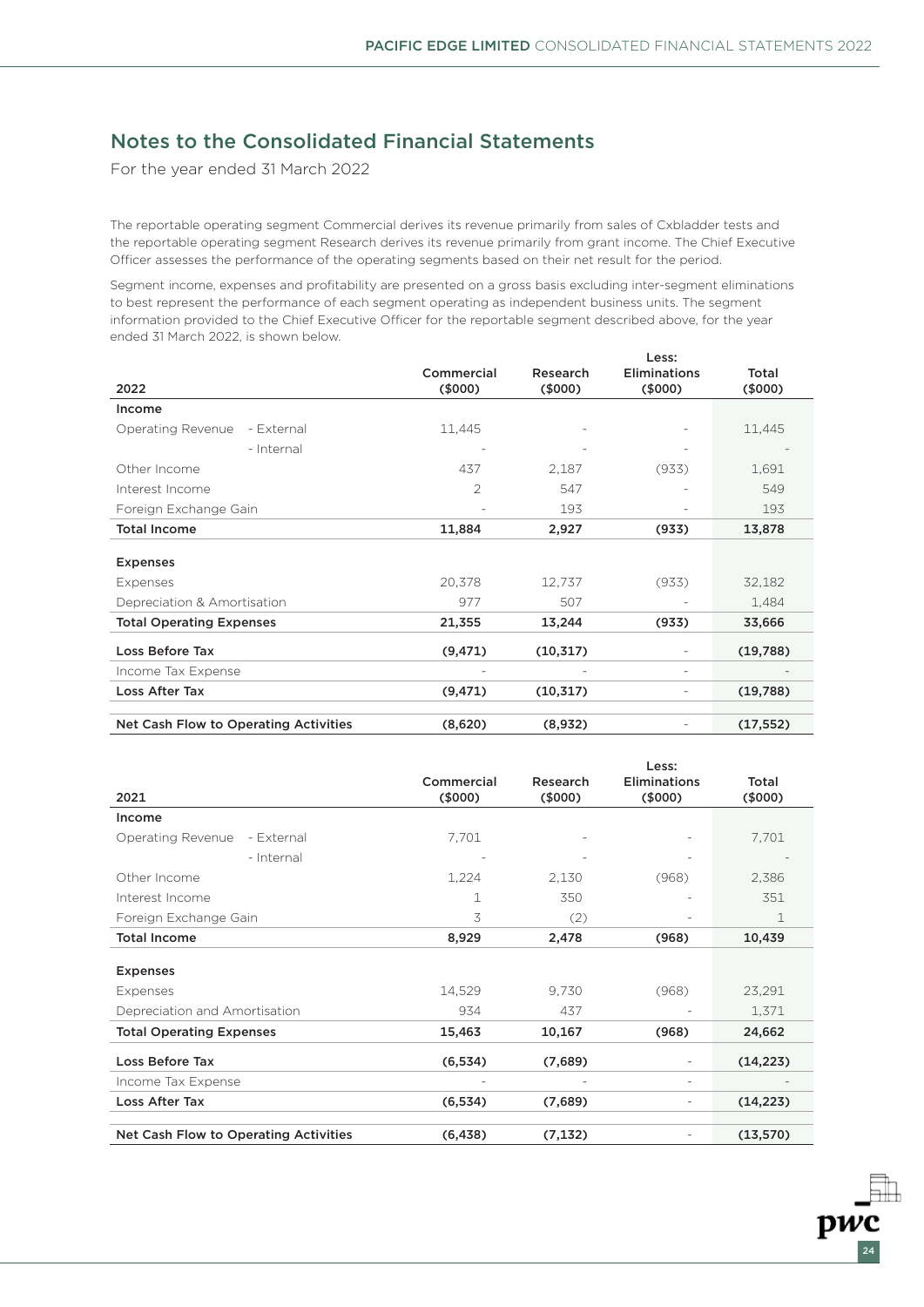## Notes to the Consolidated Financial Statements

For the year ended 31 March 2022

The reportable operating segment Commercial derives its revenue primarily from sales of Cxbladder tests and the reportable operating segment Research derives its revenue primarily from grant income. The Chief Executive Officer assesses the performance of the operating segments based on their net result for the period.

Segment income, expenses and profitability are presented on a gross basis excluding inter-segment eliminations to best represent the performance of each segment operating as independent business units. The segment information provided to the Chief Executive Officer for the reportable segment described above, for the year ended 31 March 2022, is shown below.

| 2022 | | Commercial ($000) | Research ($000) | Less: Eliminations ($000) | Total ($000) |
|---|---|---|---|---|---|
| **Income** | | | | | |
| Operating Revenue | - External | 11,445 | - | - | 11,445 |
| | - Internal | - | - | - | - |
| Other Income | | 437 | 2,187 | (933) | 1,691 |
| Interest Income | | 2 | 547 | - | 549 |
| Foreign Exchange Gain | | - | 193 | - | 193 |
| **Total Income** | | **11,884** | **2,927** | **(933)** | **13,878** |
| **Expenses** | | | | | |
| Expenses | | 20,378 | 12,737 | (933) | 32,182 |
| Depreciation & Amortisation | | 977 | 507 | - | 1,484 |
| **Total Operating Expenses** | | **21,355** | **13,244** | **(933)** | **33,666** |
| **Loss Before Tax** | | **(9,471)** | **(10,317)** | - | **(19,788)** |
| Income Tax Expense | | - | - | - | - |
| **Loss After Tax** | | **(9,471)** | **(10,317)** | - | **(19,788)** |
| **Net Cash Flow to Operating Activities** | | **(8,620)** | **(8,932)** | - | **(17,552)** |

| 2021 | | Commercial ($000) | Research ($000) | Less: Eliminations ($000) | Total ($000) |
|---|---|---|---|---|---|
| **Income** | | | | | |
| Operating Revenue | - External | 7,701 | - | - | 7,701 |
| | - Internal | - | - | - | - |
| Other Income | | 1,224 | 2,130 | (968) | 2,386 |
| Interest Income | | 1 | 350 | - | 351 |
| Foreign Exchange Gain | | 3 | (2) | - | 1 |
| **Total Income** | | **8,929** | **2,478** | **(968)** | **10,439** |
| **Expenses** | | | | | |
| Expenses | | 14,529 | 9,730 | (968) | 23,291 |
| Depreciation and Amortisation | | 934 | 437 | - | 1,371 |
| **Total Operating Expenses** | | **15,463** | **10,167** | **(968)** | **24,662** |
| **Loss Before Tax** | | **(6,534)** | **(7,689)** | - | **(14,223)** |
| Income Tax Expense | | - | - | - | - |
| **Loss After Tax** | | **(6,534)** | **(7,689)** | - | **(14,223)** |
| **Net Cash Flow to Operating Activities** | | **(6,438)** | **(7,132)** | - | **(13,570)** |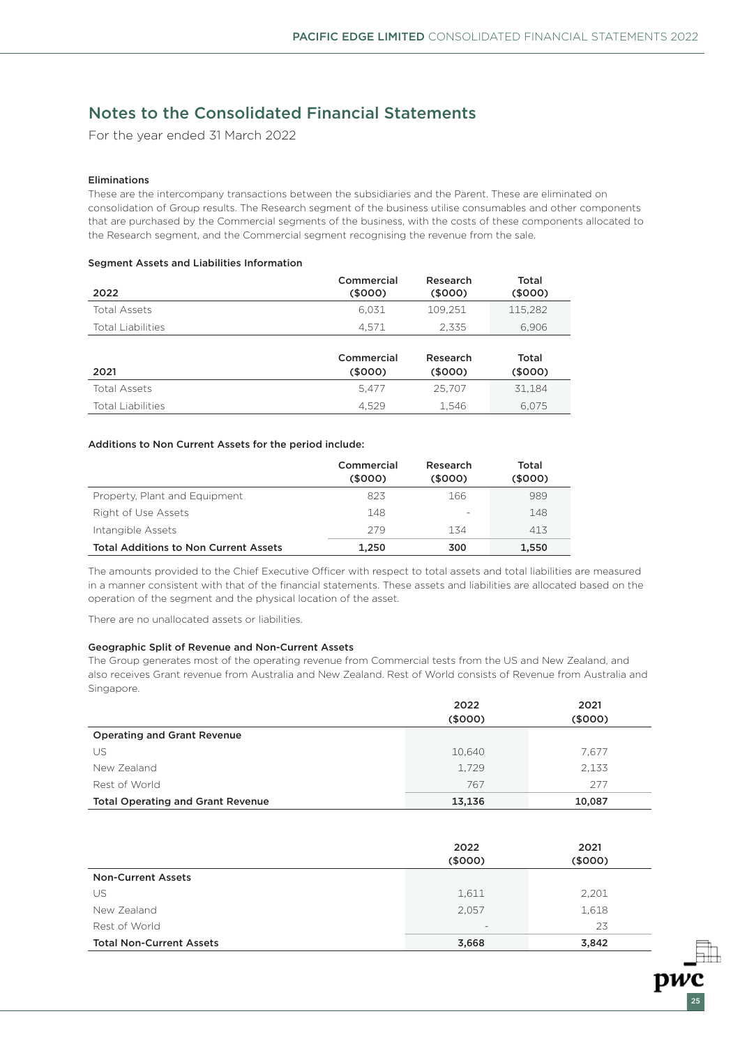# Notes to the Consolidated Financial Statements

For the year ended 31 March 2022

#### Eliminations

These are the intercompany transactions between the subsidiaries and the Parent. These are eliminated on consolidation of Group results. The Research segment of the business utilise consumables and other components that are purchased by the Commercial segments of the business, with the costs of these components allocated to the Research segment, and the Commercial segment recognising the revenue from the sale.

#### Segment Assets and Liabilities Information

| 2022 | Commercial ($000) | Research ($000) | Total ($000) |
|---|---|---|---|
| Total Assets | 6,031 | 109,251 | 115,282 |
| Total Liabilities | 4,571 | 2,335 | 6,906 |

| 2021 | Commercial ($000) | Research ($000) | Total ($000) |
|---|---|---|---|
| Total Assets | 5,477 | 25,707 | 31,184 |
| Total Liabilities | 4,529 | 1,546 | 6,075 |

#### Additions to Non Current Assets for the period include:

| | Commercial ($000) | Research ($000) | Total ($000) |
|---|---|---|---|
| Property, Plant and Equipment | 823 | 166 | 989 |
| Right of Use Assets | 148 | - | 148 |
| Intangible Assets | 279 | 134 | 413 |
| **Total Additions to Non Current Assets** | **1,250** | **300** | **1,550** |

The amounts provided to the Chief Executive Officer with respect to total assets and total liabilities are measured in a manner consistent with that of the financial statements. These assets and liabilities are allocated based on the operation of the segment and the physical location of the asset.

There are no unallocated assets or liabilities.

#### Geographic Split of Revenue and Non-Current Assets

The Group generates most of the operating revenue from Commercial tests from the US and New Zealand, and also receives Grant revenue from Australia and New Zealand. Rest of World consists of Revenue from Australia and Singapore.

| | 2022 ($000) | 2021 ($000) |
|---|---|---|
| **Operating and Grant Revenue** | | |
| US | 10,640 | 7,677 |
| New Zealand | 1,729 | 2,133 |
| Rest of World | 767 | 277 |
| **Total Operating and Grant Revenue** | **13,136** | **10,087** |

| | 2022 ($000) | 2021 ($000) |
|---|---|---|
| **Non-Current Assets** | | |
| US | 1,611 | 2,201 |
| New Zealand | 2,057 | 1,618 |
| Rest of World | - | 23 |
| **Total Non-Current Assets** | **3,668** | **3,842** |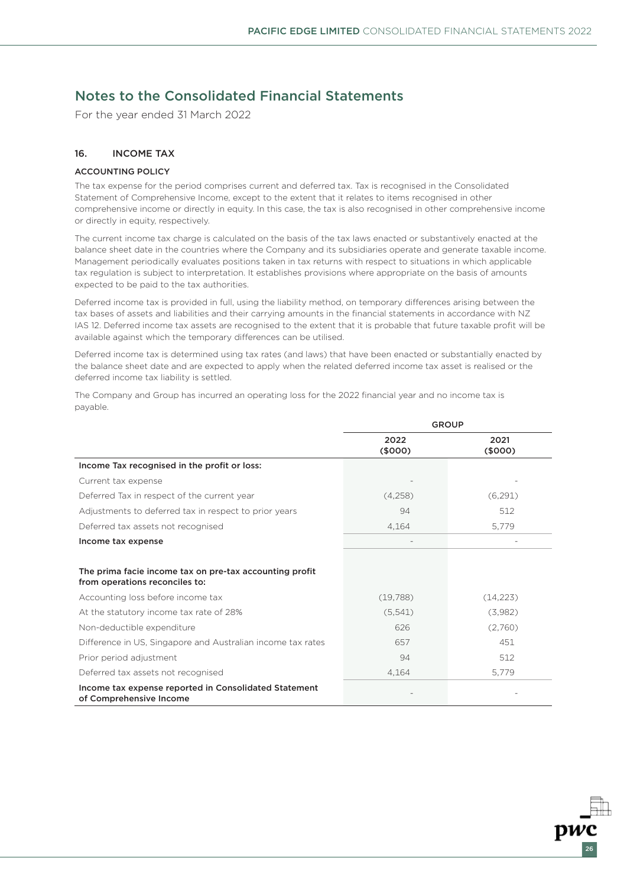# Notes to the Consolidated Financial Statements

For the year ended 31 March 2022

## 16. INCOME TAX

### ACCOUNTING POLICY

The tax expense for the period comprises current and deferred tax. Tax is recognised in the Consolidated Statement of Comprehensive Income, except to the extent that it relates to items recognised in other comprehensive income or directly in equity. In this case, the tax is also recognised in other comprehensive income or directly in equity, respectively.

The current income tax charge is calculated on the basis of the tax laws enacted or substantively enacted at the balance sheet date in the countries where the Company and its subsidiaries operate and generate taxable income. Management periodically evaluates positions taken in tax returns with respect to situations in which applicable tax regulation is subject to interpretation. It establishes provisions where appropriate on the basis of amounts expected to be paid to the tax authorities.

Deferred income tax is provided in full, using the liability method, on temporary differences arising between the tax bases of assets and liabilities and their carrying amounts in the financial statements in accordance with NZ IAS 12. Deferred income tax assets are recognised to the extent that it is probable that future taxable profit will be available against which the temporary differences can be utilised.

Deferred income tax is determined using tax rates (and laws) that have been enacted or substantially enacted by the balance sheet date and are expected to apply when the related deferred income tax asset is realised or the deferred income tax liability is settled.

The Company and Group has incurred an operating loss for the 2022 financial year and no income tax is payable.

| | GROUP | |
|---|---|---|
| | 2022 ($000) | 2021 ($000) |
| **Income Tax recognised in the profit or loss:** | | |
| Current tax expense | - | - |
| Deferred Tax in respect of the current year | (4,258) | (6,291) |
| Adjustments to deferred tax in respect to prior years | 94 | 512 |
| Deferred tax assets not recognised | 4,164 | 5,779 |
| **Income tax expense** | - | - |
| | | |
| **The prima facie income tax on pre-tax accounting profit from operations reconciles to:** | | |
| Accounting loss before income tax | (19,788) | (14,223) |
| At the statutory income tax rate of 28% | (5,541) | (3,982) |
| Non-deductible expenditure | 626 | (2,760) |
| Difference in US, Singapore and Australian income tax rates | 657 | 451 |
| Prior period adjustment | 94 | 512 |
| Deferred tax assets not recognised | 4,164 | 5,779 |
| **Income tax expense reported in Consolidated Statement of Comprehensive Income** | - | - |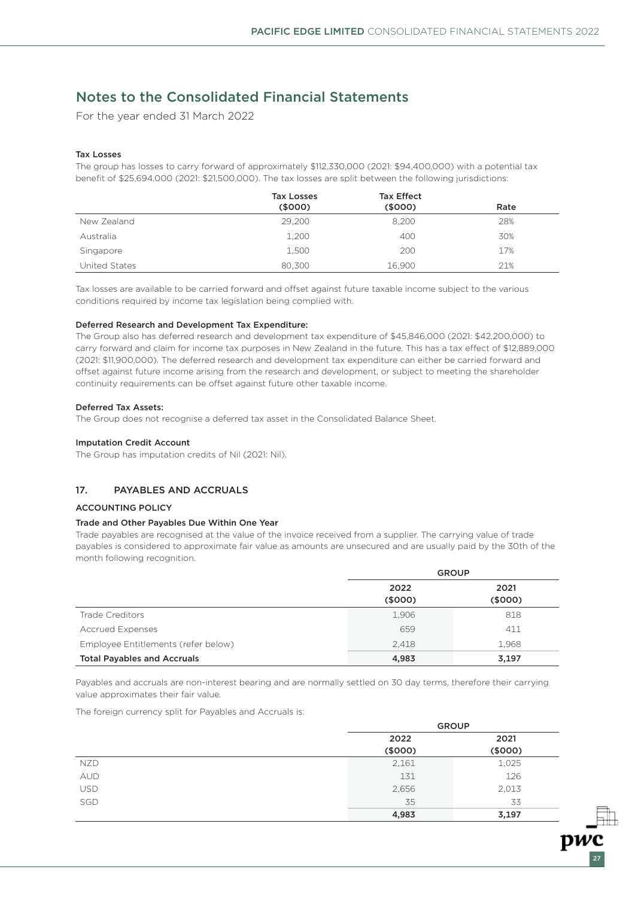# Notes to the Consolidated Financial Statements

For the year ended 31 March 2022

#### Tax Losses

The group has losses to carry forward of approximately $112,330,000 (2021: $94,400,000) with a potential tax benefit of $25,694,000 (2021: $21,500,000). The tax losses are split between the following jurisdictions:

| | Tax Losses ($000) | Tax Effect ($000) | Rate |
|---|---|---|---|
| New Zealand | 29,200 | 8,200 | 28% |
| Australia | 1,200 | 400 | 30% |
| Singapore | 1,500 | 200 | 17% |
| United States | 80,300 | 16,900 | 21% |

Tax losses are available to be carried forward and offset against future taxable income subject to the various conditions required by income tax legislation being complied with.

#### Deferred Research and Development Tax Expenditure:

The Group also has deferred research and development tax expenditure of $45,846,000 (2021: $42,200,000) to carry forward and claim for income tax purposes in New Zealand in the future. This has a tax effect of $12,889,000 (2021: $11,900,000). The deferred research and development tax expenditure can either be carried forward and offset against future income arising from the research and development, or subject to meeting the shareholder continuity requirements can be offset against future other taxable income.

#### Deferred Tax Assets:

The Group does not recognise a deferred tax asset in the Consolidated Balance Sheet.

#### Imputation Credit Account

The Group has imputation credits of Nil (2021: Nil).

## 17. PAYABLES AND ACCRUALS

### ACCOUNTING POLICY

#### Trade and Other Payables Due Within One Year

Trade payables are recognised at the value of the invoice received from a supplier. The carrying value of trade payables is considered to approximate fair value as amounts are unsecured and are usually paid by the 30th of the month following recognition.

| | GROUP | |
|---|---|---|
| | 2022 ($000) | 2021 ($000) |
| Trade Creditors | 1,906 | 818 |
| Accrued Expenses | 659 | 411 |
| Employee Entitlements (refer below) | 2,418 | 1,968 |
| **Total Payables and Accruals** | **4,983** | **3,197** |

Payables and accruals are non-interest bearing and are normally settled on 30 day terms, therefore their carrying value approximates their fair value.

The foreign currency split for Payables and Accruals is:

| | GROUP | |
|---|---|---|
| | 2022 ($000) | 2021 ($000) |
| NZD | 2,161 | 1,025 |
| AUD | 131 | 126 |
| USD | 2,656 | 2,013 |
| SGD | 35 | 33 |
| | **4,983** | **3,197** |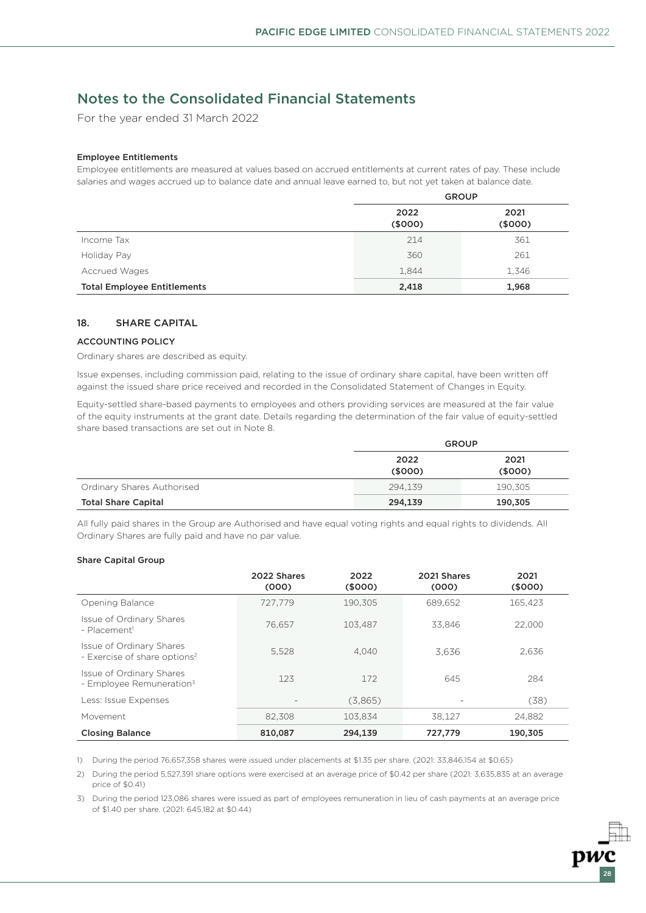# Notes to the Consolidated Financial Statements

For the year ended 31 March 2022

### Employee Entitlements

Employee entitlements are measured at values based on accrued entitlements at current rates of pay. These include salaries and wages accrued up to balance date and annual leave earned to, but not yet taken at balance date.

| | GROUP | |
|---|---|---|
| | 2022 ($000) | 2021 ($000) |
| Income Tax | 214 | 361 |
| Holiday Pay | 360 | 261 |
| Accrued Wages | 1,844 | 1,346 |
| **Total Employee Entitlements** | **2,418** | **1,968** |

## 18. SHARE CAPITAL

### ACCOUNTING POLICY

Ordinary shares are described as equity.

Issue expenses, including commission paid, relating to the issue of ordinary share capital, have been written off against the issued share price received and recorded in the Consolidated Statement of Changes in Equity.

Equity-settled share-based payments to employees and others providing services are measured at the fair value of the equity instruments at the grant date. Details regarding the determination of the fair value of equity-settled share based transactions are set out in Note 8.

| | GROUP | |
|---|---|---|
| | 2022 ($000) | 2021 ($000) |
| Ordinary Shares Authorised | 294,139 | 190,305 |
| **Total Share Capital** | **294,139** | **190,305** |

All fully paid shares in the Group are Authorised and have equal voting rights and equal rights to dividends. All Ordinary Shares are fully paid and have no par value.

### Share Capital Group

| | 2022 Shares (000) | 2022 ($000) | 2021 Shares (000) | 2021 ($000) |
|---|---|---|---|---|
| Opening Balance | 727,779 | 190,305 | 689,652 | 165,423 |
| Issue of Ordinary Shares - Placement[1] | 76,657 | 103,487 | 33,846 | 22,000 |
| Issue of Ordinary Shares - Exercise of share options[2] | 5,528 | 4,040 | 3,636 | 2,636 |
| Issue of Ordinary Shares - Employee Remuneration[3] | 123 | 172 | 645 | 284 |
| Less: Issue Expenses | - | (3,865) | - | (38) |
| Movement | 82,308 | 103,834 | 38,127 | 24,882 |
| **Closing Balance** | **810,087** | **294,139** | **727,779** | **190,305** |

1) During the period 76,657,358 shares were issued under placements at $1.35 per share. (2021: 33,846,154 at $0.65)

2) During the period 5,527,391 share options were exercised at an average price of $0.42 per share (2021: 3,635,835 at an average price of $0.41)

3) During the period 123,086 shares were issued as part of employees remuneration in lieu of cash payments at an average price of $1.40 per share. (2021: 645,182 at $0.44)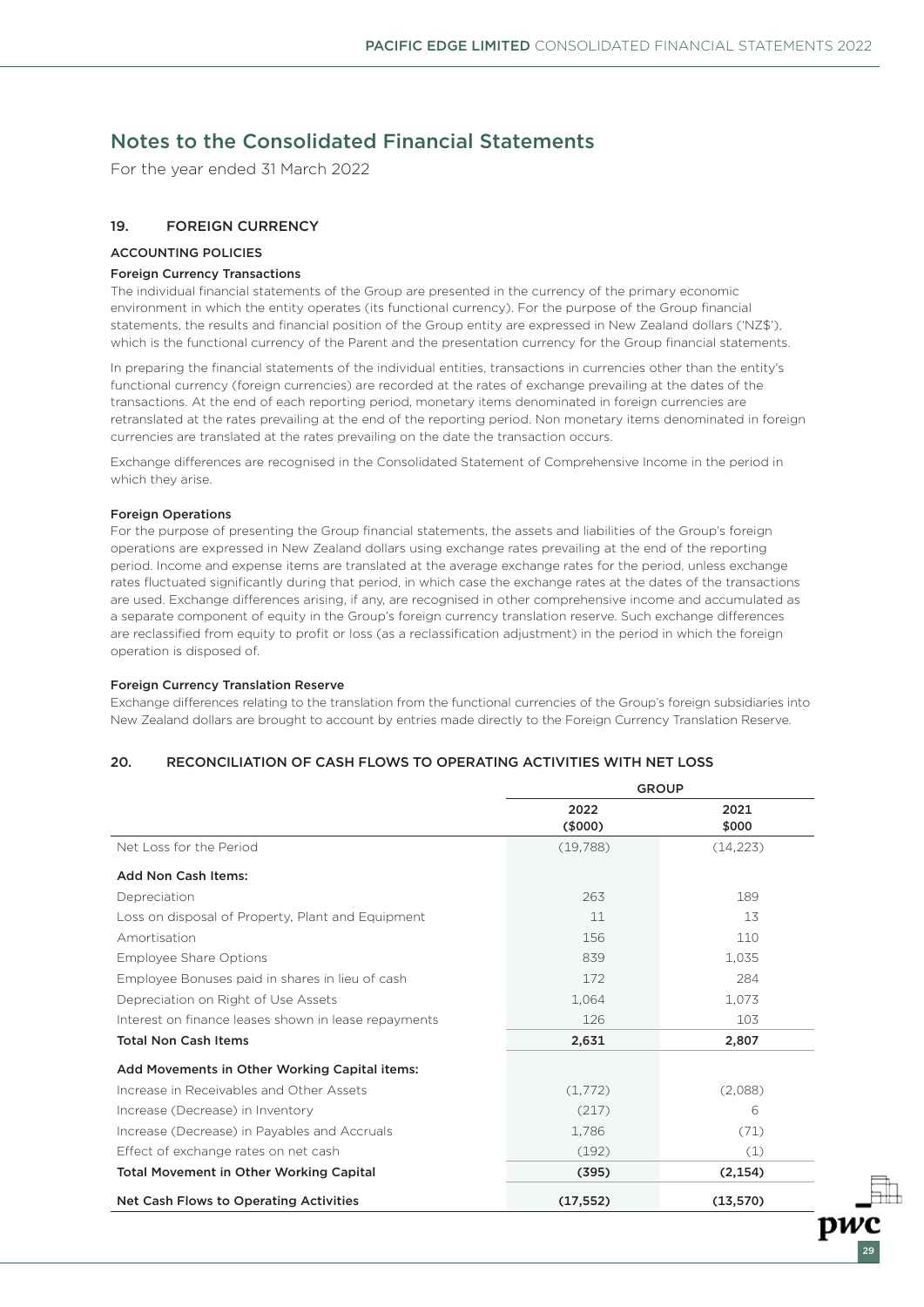# Notes to the Consolidated Financial Statements

For the year ended 31 March 2022

## 19. FOREIGN CURRENCY

### ACCOUNTING POLICIES

#### Foreign Currency Transactions

The individual financial statements of the Group are presented in the currency of the primary economic environment in which the entity operates (its functional currency). For the purpose of the Group financial statements, the results and financial position of the Group entity are expressed in New Zealand dollars ('NZ$'), which is the functional currency of the Parent and the presentation currency for the Group financial statements.

In preparing the financial statements of the individual entities, transactions in currencies other than the entity's functional currency (foreign currencies) are recorded at the rates of exchange prevailing at the dates of the transactions. At the end of each reporting period, monetary items denominated in foreign currencies are retranslated at the rates prevailing at the end of the reporting period. Non monetary items denominated in foreign currencies are translated at the rates prevailing on the date the transaction occurs.

Exchange differences are recognised in the Consolidated Statement of Comprehensive Income in the period in which they arise.

#### Foreign Operations

For the purpose of presenting the Group financial statements, the assets and liabilities of the Group's foreign operations are expressed in New Zealand dollars using exchange rates prevailing at the end of the reporting period. Income and expense items are translated at the average exchange rates for the period, unless exchange rates fluctuated significantly during that period, in which case the exchange rates at the dates of the transactions are used. Exchange differences arising, if any, are recognised in other comprehensive income and accumulated as a separate component of equity in the Group's foreign currency translation reserve. Such exchange differences are reclassified from equity to profit or loss (as a reclassification adjustment) in the period in which the foreign operation is disposed of.

#### Foreign Currency Translation Reserve

Exchange differences relating to the translation from the functional currencies of the Group's foreign subsidiaries into New Zealand dollars are brought to account by entries made directly to the Foreign Currency Translation Reserve.

## 20. RECONCILIATION OF CASH FLOWS TO OPERATING ACTIVITIES WITH NET LOSS

| | GROUP | |
|---|---|---|
| | 2022 ($000) | 2021 $000 |
| Net Loss for the Period | (19,788) | (14,223) |
| **Add Non Cash Items:** | | |
| Depreciation | 263 | 189 |
| Loss on disposal of Property, Plant and Equipment | 11 | 13 |
| Amortisation | 156 | 110 |
| Employee Share Options | 839 | 1,035 |
| Employee Bonuses paid in shares in lieu of cash | 172 | 284 |
| Depreciation on Right of Use Assets | 1,064 | 1,073 |
| Interest on finance leases shown in lease repayments | 126 | 103 |
| **Total Non Cash Items** | **2,631** | **2,807** |
| **Add Movements in Other Working Capital items:** | | |
| Increase in Receivables and Other Assets | (1,772) | (2,088) |
| Increase (Decrease) in Inventory | (217) | 6 |
| Increase (Decrease) in Payables and Accruals | 1,786 | (71) |
| Effect of exchange rates on net cash | (192) | (1) |
| **Total Movement in Other Working Capital** | **(395)** | **(2,154)** |
| **Net Cash Flows to Operating Activities** | **(17,552)** | **(13,570)** |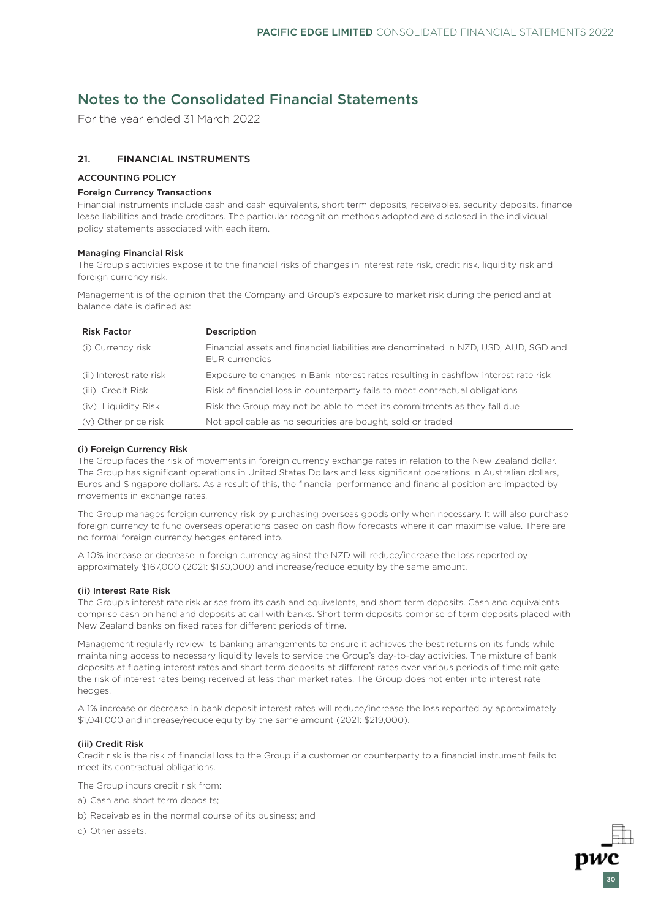# Notes to the Consolidated Financial Statements

For the year ended 31 March 2022

## 21. FINANCIAL INSTRUMENTS

### ACCOUNTING POLICY

#### Foreign Currency Transactions

Financial instruments include cash and cash equivalents, short term deposits, receivables, security deposits, finance lease liabilities and trade creditors. The particular recognition methods adopted are disclosed in the individual policy statements associated with each item.

#### Managing Financial Risk

The Group's activities expose it to the financial risks of changes in interest rate risk, credit risk, liquidity risk and foreign currency risk.

Management is of the opinion that the Company and Group's exposure to market risk during the period and at balance date is defined as:

| Risk Factor | Description |
|---|---|
| (i) Currency risk | Financial assets and financial liabilities are denominated in NZD, USD, AUD, SGD and EUR currencies |
| (ii) Interest rate risk | Exposure to changes in Bank interest rates resulting in cashflow interest rate risk |
| (iii) Credit Risk | Risk of financial loss in counterparty fails to meet contractual obligations |
| (iv) Liquidity Risk | Risk the Group may not be able to meet its commitments as they fall due |
| (v) Other price risk | Not applicable as no securities are bought, sold or traded |

#### (i) Foreign Currency Risk

The Group faces the risk of movements in foreign currency exchange rates in relation to the New Zealand dollar. The Group has significant operations in United States Dollars and less significant operations in Australian dollars, Euros and Singapore dollars. As a result of this, the financial performance and financial position are impacted by movements in exchange rates.

The Group manages foreign currency risk by purchasing overseas goods only when necessary. It will also purchase foreign currency to fund overseas operations based on cash flow forecasts where it can maximise value. There are no formal foreign currency hedges entered into.

A 10% increase or decrease in foreign currency against the NZD will reduce/increase the loss reported by approximately $167,000 (2021: $130,000) and increase/reduce equity by the same amount.

#### (ii) Interest Rate Risk

The Group's interest rate risk arises from its cash and equivalents, and short term deposits. Cash and equivalents comprise cash on hand and deposits at call with banks. Short term deposits comprise of term deposits placed with New Zealand banks on fixed rates for different periods of time.

Management regularly review its banking arrangements to ensure it achieves the best returns on its funds while maintaining access to necessary liquidity levels to service the Group's day-to-day activities. The mixture of bank deposits at floating interest rates and short term deposits at different rates over various periods of time mitigate the risk of interest rates being received at less than market rates. The Group does not enter into interest rate hedges.

A 1% increase or decrease in bank deposit interest rates will reduce/increase the loss reported by approximately $1,041,000 and increase/reduce equity by the same amount (2021: $219,000).

#### (iii) Credit Risk

Credit risk is the risk of financial loss to the Group if a customer or counterparty to a financial instrument fails to meet its contractual obligations.

The Group incurs credit risk from:

a) Cash and short term deposits;

b) Receivables in the normal course of its business; and

c) Other assets.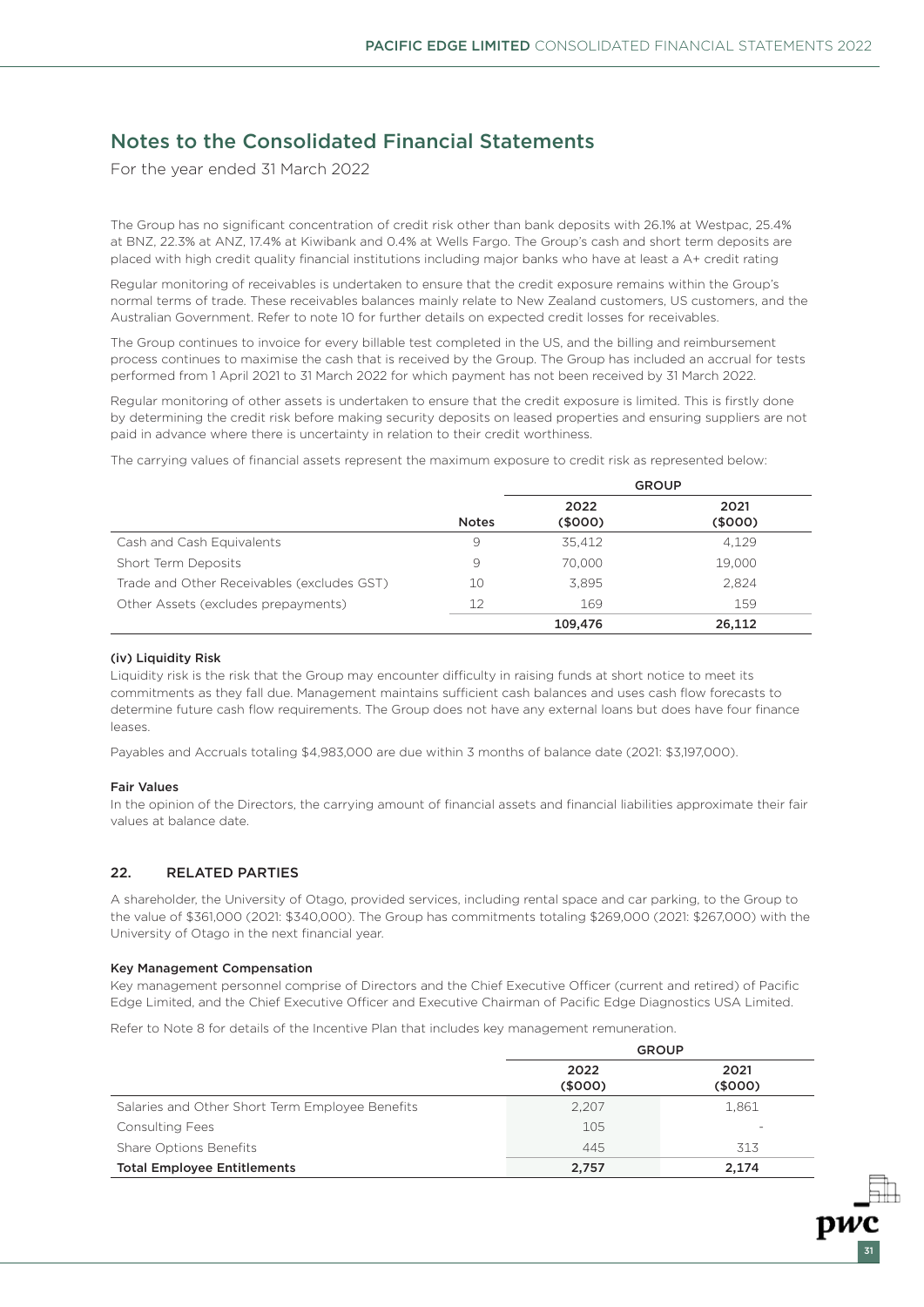## Notes to the Consolidated Financial Statements

For the year ended 31 March 2022

The Group has no significant concentration of credit risk other than bank deposits with 26.1% at Westpac, 25.4% at BNZ, 22.3% at ANZ, 17.4% at Kiwibank and 0.4% at Wells Fargo. The Group's cash and short term deposits are placed with high credit quality financial institutions including major banks who have at least a A+ credit rating

Regular monitoring of receivables is undertaken to ensure that the credit exposure remains within the Group's normal terms of trade. These receivables balances mainly relate to New Zealand customers, US customers, and the Australian Government. Refer to note 10 for further details on expected credit losses for receivables.

The Group continues to invoice for every billable test completed in the US, and the billing and reimbursement process continues to maximise the cash that is received by the Group. The Group has included an accrual for tests performed from 1 April 2021 to 31 March 2022 for which payment has not been received by 31 March 2022.

Regular monitoring of other assets is undertaken to ensure that the credit exposure is limited. This is firstly done by determining the credit risk before making security deposits on leased properties and ensuring suppliers are not paid in advance where there is uncertainty in relation to their credit worthiness.

The carrying values of financial assets represent the maximum exposure to credit risk as represented below:

| | | GROUP | |
|---|---|---|---|
| | Notes | 2022 ($000) | 2021 ($000) |
| Cash and Cash Equivalents | 9 | 35,412 | 4,129 |
| Short Term Deposits | 9 | 70,000 | 19,000 |
| Trade and Other Receivables (excludes GST) | 10 | 3,895 | 2,824 |
| Other Assets (excludes prepayments) | 12 | 169 | 159 |
| | | **109,476** | **26,112** |

**(iv) Liquidity Risk**

Liquidity risk is the risk that the Group may encounter difficulty in raising funds at short notice to meet its commitments as they fall due. Management maintains sufficient cash balances and uses cash flow forecasts to determine future cash flow requirements. The Group does not have any external loans but does have four finance leases.

Payables and Accruals totaling $4,983,000 are due within 3 months of balance date (2021: $3,197,000).

**Fair Values**

In the opinion of the Directors, the carrying amount of financial assets and financial liabilities approximate their fair values at balance date.

### 22. RELATED PARTIES

A shareholder, the University of Otago, provided services, including rental space and car parking, to the Group to the value of $361,000 (2021: $340,000). The Group has commitments totaling $269,000 (2021: $267,000) with the University of Otago in the next financial year.

**Key Management Compensation**

Key management personnel comprise of Directors and the Chief Executive Officer (current and retired) of Pacific Edge Limited, and the Chief Executive Officer and Executive Chairman of Pacific Edge Diagnostics USA Limited.

Refer to Note 8 for details of the Incentive Plan that includes key management remuneration.

| | GROUP | |
|---|---|---|
| | 2022 ($000) | 2021 ($000) |
| Salaries and Other Short Term Employee Benefits | 2,207 | 1,861 |
| Consulting Fees | 105 | - |
| Share Options Benefits | 445 | 313 |
| **Total Employee Entitlements** | **2,757** | **2,174** |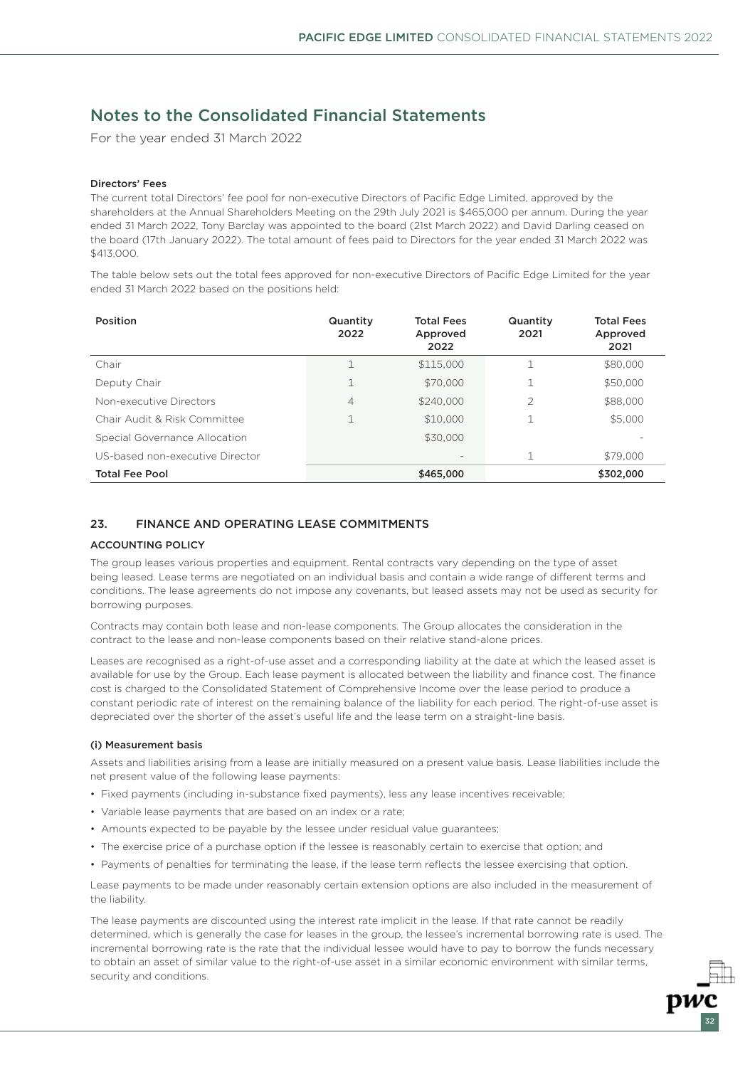# Notes to the Consolidated Financial Statements

For the year ended 31 March 2022

#### Directors' Fees

The current total Directors' fee pool for non-executive Directors of Pacific Edge Limited, approved by the shareholders at the Annual Shareholders Meeting on the 29th July 2021 is $465,000 per annum. During the year ended 31 March 2022, Tony Barclay was appointed to the board (21st March 2022) and David Darling ceased on the board (17th January 2022). The total amount of fees paid to Directors for the year ended 31 March 2022 was $413,000.

The table below sets out the total fees approved for non-executive Directors of Pacific Edge Limited for the year ended 31 March 2022 based on the positions held:

| Position | Quantity 2022 | Total Fees Approved 2022 | Quantity 2021 | Total Fees Approved 2021 |
|---|---|---|---|---|
| Chair | 1 | $115,000 | 1 | $80,000 |
| Deputy Chair | 1 | $70,000 | 1 | $50,000 |
| Non-executive Directors | 4 | $240,000 | 2 | $88,000 |
| Chair Audit & Risk Committee | 1 | $10,000 | 1 | $5,000 |
| Special Governance Allocation | | $30,000 | | - |
| US-based non-executive Director | | - | 1 | $79,000 |
| **Total Fee Pool** | | **$465,000** | | **$302,000** |

## 23. FINANCE AND OPERATING LEASE COMMITMENTS

#### ACCOUNTING POLICY

The group leases various properties and equipment. Rental contracts vary depending on the type of asset being leased. Lease terms are negotiated on an individual basis and contain a wide range of different terms and conditions. The lease agreements do not impose any covenants, but leased assets may not be used as security for borrowing purposes.

Contracts may contain both lease and non-lease components. The Group allocates the consideration in the contract to the lease and non-lease components based on their relative stand-alone prices.

Leases are recognised as a right-of-use asset and a corresponding liability at the date at which the leased asset is available for use by the Group. Each lease payment is allocated between the liability and finance cost. The finance cost is charged to the Consolidated Statement of Comprehensive Income over the lease period to produce a constant periodic rate of interest on the remaining balance of the liability for each period. The right-of-use asset is depreciated over the shorter of the asset's useful life and the lease term on a straight-line basis.

#### (i) Measurement basis

Assets and liabilities arising from a lease are initially measured on a present value basis. Lease liabilities include the net present value of the following lease payments:

- Fixed payments (including in-substance fixed payments), less any lease incentives receivable;
- Variable lease payments that are based on an index or a rate;
- Amounts expected to be payable by the lessee under residual value guarantees;
- The exercise price of a purchase option if the lessee is reasonably certain to exercise that option; and
- Payments of penalties for terminating the lease, if the lease term reflects the lessee exercising that option.

Lease payments to be made under reasonably certain extension options are also included in the measurement of the liability.

The lease payments are discounted using the interest rate implicit in the lease. If that rate cannot be readily determined, which is generally the case for leases in the group, the lessee's incremental borrowing rate is used. The incremental borrowing rate is the rate that the individual lessee would have to pay to borrow the funds necessary to obtain an asset of similar value to the right-of-use asset in a similar economic environment with similar terms, security and conditions.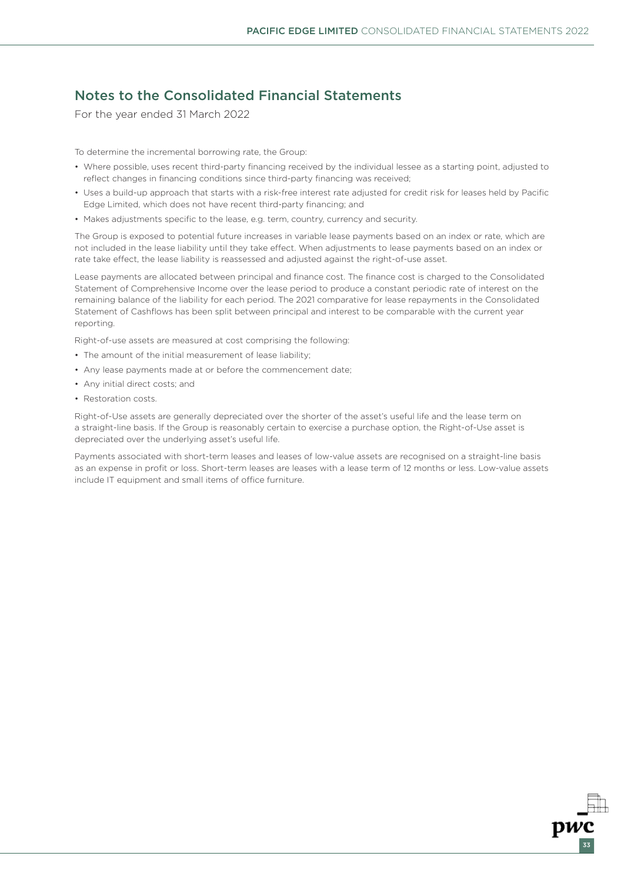# Notes to the Consolidated Financial Statements

For the year ended 31 March 2022

To determine the incremental borrowing rate, the Group:

- Where possible, uses recent third-party financing received by the individual lessee as a starting point, adjusted to reflect changes in financing conditions since third-party financing was received;
- Uses a build-up approach that starts with a risk-free interest rate adjusted for credit risk for leases held by Pacific Edge Limited, which does not have recent third-party financing; and
- Makes adjustments specific to the lease, e.g. term, country, currency and security.

The Group is exposed to potential future increases in variable lease payments based on an index or rate, which are not included in the lease liability until they take effect. When adjustments to lease payments based on an index or rate take effect, the lease liability is reassessed and adjusted against the right-of-use asset.

Lease payments are allocated between principal and finance cost. The finance cost is charged to the Consolidated Statement of Comprehensive Income over the lease period to produce a constant periodic rate of interest on the remaining balance of the liability for each period. The 2021 comparative for lease repayments in the Consolidated Statement of Cashflows has been split between principal and interest to be comparable with the current year reporting.

Right-of-use assets are measured at cost comprising the following:

- The amount of the initial measurement of lease liability;
- Any lease payments made at or before the commencement date;
- Any initial direct costs; and
- Restoration costs.

Right-of-Use assets are generally depreciated over the shorter of the asset's useful life and the lease term on a straight-line basis. If the Group is reasonably certain to exercise a purchase option, the Right-of-Use asset is depreciated over the underlying asset's useful life.

Payments associated with short-term leases and leases of low-value assets are recognised on a straight-line basis as an expense in profit or loss. Short-term leases are leases with a lease term of 12 months or less. Low-value assets include IT equipment and small items of office furniture.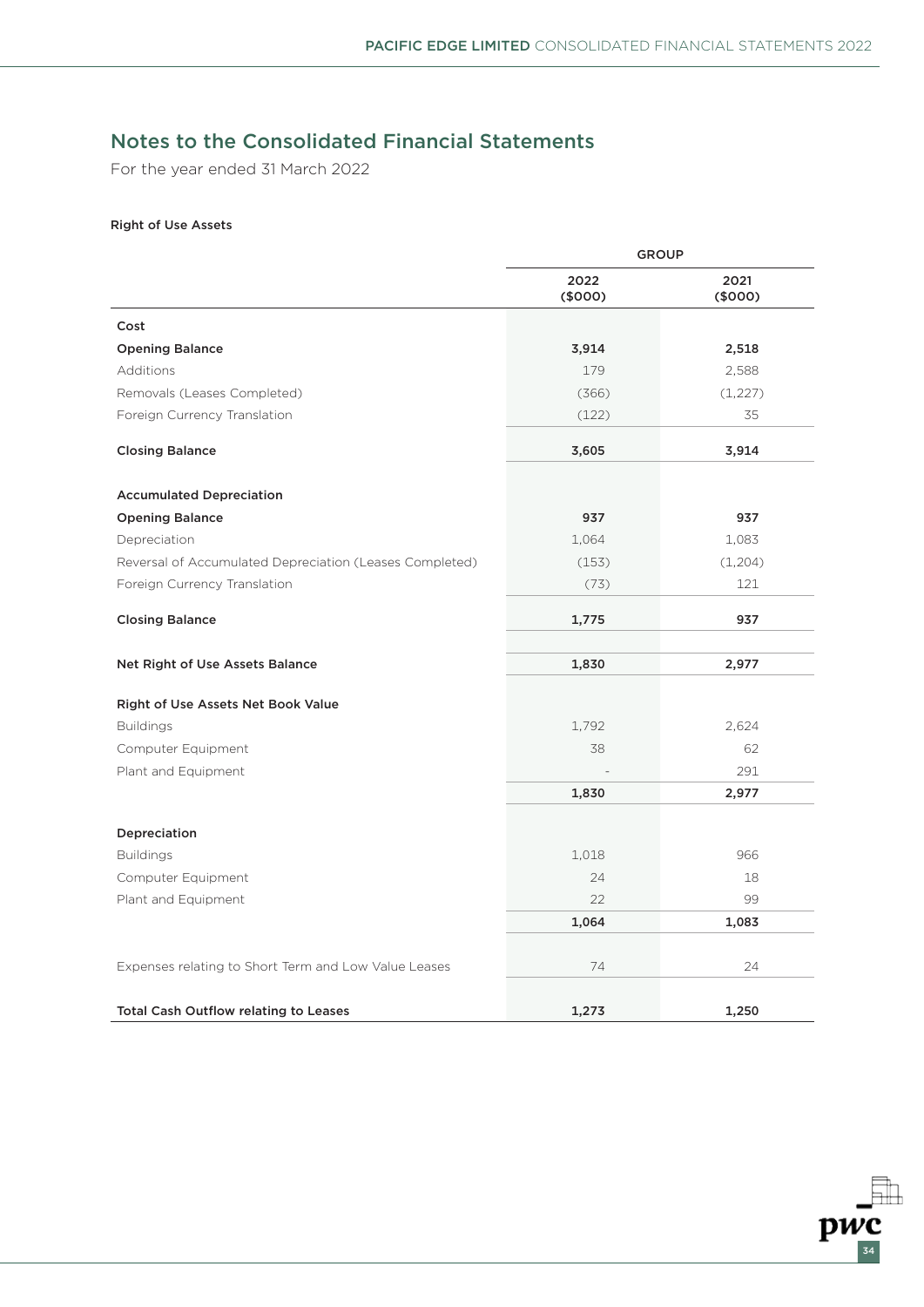## Notes to the Consolidated Financial Statements

For the year ended 31 March 2022

### Right of Use Assets

| | GROUP | |
|---|---|---|
| | 2022 ($000) | 2021 ($000) |
| **Cost** | | |
| **Opening Balance** | **3,914** | **2,518** |
| Additions | 179 | 2,588 |
| Removals (Leases Completed) | (366) | (1,227) |
| Foreign Currency Translation | (122) | 35 |
| **Closing Balance** | **3,605** | **3,914** |
| | | |
| **Accumulated Depreciation** | | |
| **Opening Balance** | **937** | **937** |
| Depreciation | 1,064 | 1,083 |
| Reversal of Accumulated Depreciation (Leases Completed) | (153) | (1,204) |
| Foreign Currency Translation | (73) | 121 |
| **Closing Balance** | **1,775** | **937** |
| | | |
| **Net Right of Use Assets Balance** | **1,830** | **2,977** |
| | | |
| **Right of Use Assets Net Book Value** | | |
| Buildings | 1,792 | 2,624 |
| Computer Equipment | 38 | 62 |
| Plant and Equipment | - | 291 |
| | **1,830** | **2,977** |
| | | |
| **Depreciation** | | |
| Buildings | 1,018 | 966 |
| Computer Equipment | 24 | 18 |
| Plant and Equipment | 22 | 99 |
| | **1,064** | **1,083** |
| | | |
| Expenses relating to Short Term and Low Value Leases | 74 | 24 |
| | | |
| **Total Cash Outflow relating to Leases** | **1,273** | **1,250** |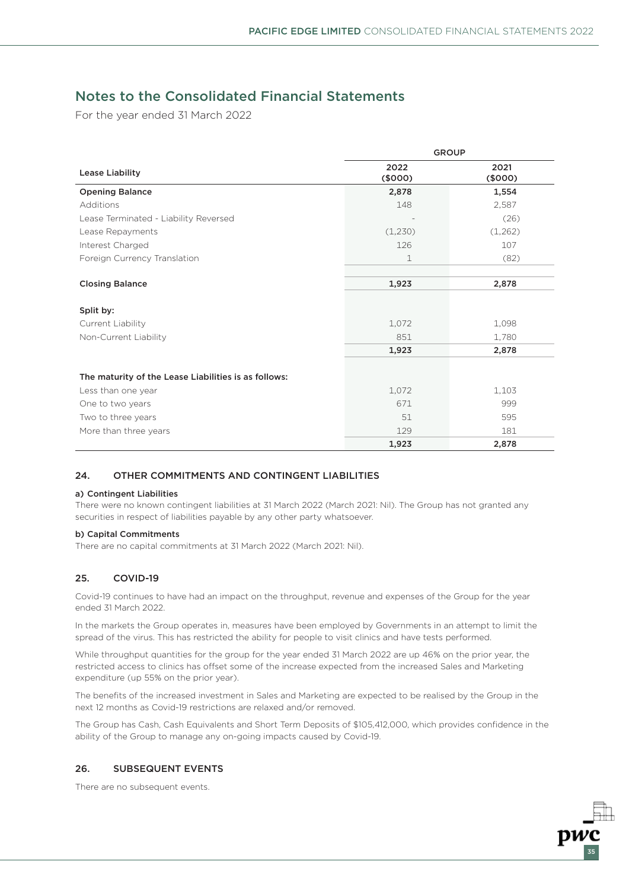# Notes to the Consolidated Financial Statements

For the year ended 31 March 2022

| | GROUP | |
|---|---|---|
| **Lease Liability** | **2022 ($000)** | **2021 ($000)** |
| **Opening Balance** | **2,878** | **1,554** |
| Additions | 148 | 2,587 |
| Lease Terminated - Liability Reversed | - | (26) |
| Lease Repayments | (1,230) | (1,262) |
| Interest Charged | 126 | 107 |
| Foreign Currency Translation | 1 | (82) |
| **Closing Balance** | **1,923** | **2,878** |
| **Split by:** | | |
| Current Liability | 1,072 | 1,098 |
| Non-Current Liability | 851 | 1,780 |
| | **1,923** | **2,878** |
| **The maturity of the Lease Liabilities is as follows:** | | |
| Less than one year | 1,072 | 1,103 |
| One to two years | 671 | 999 |
| Two to three years | 51 | 595 |
| More than three years | 129 | 181 |
| | **1,923** | **2,878** |

## 24. OTHER COMMITMENTS AND CONTINGENT LIABILITIES

**a) Contingent Liabilities**

There were no known contingent liabilities at 31 March 2022 (March 2021: Nil). The Group has not granted any securities in respect of liabilities payable by any other party whatsoever.

**b) Capital Commitments**

There are no capital commitments at 31 March 2022 (March 2021: Nil).

## 25. COVID-19

Covid-19 continues to have had an impact on the throughput, revenue and expenses of the Group for the year ended 31 March 2022.

In the markets the Group operates in, measures have been employed by Governments in an attempt to limit the spread of the virus. This has restricted the ability for people to visit clinics and have tests performed.

While throughput quantities for the group for the year ended 31 March 2022 are up 46% on the prior year, the restricted access to clinics has offset some of the increase expected from the increased Sales and Marketing expenditure (up 55% on the prior year).

The benefits of the increased investment in Sales and Marketing are expected to be realised by the Group in the next 12 months as Covid-19 restrictions are relaxed and/or removed.

The Group has Cash, Cash Equivalents and Short Term Deposits of $105,412,000, which provides confidence in the ability of the Group to manage any on-going impacts caused by Covid-19.

## 26. SUBSEQUENT EVENTS

There are no subsequent events.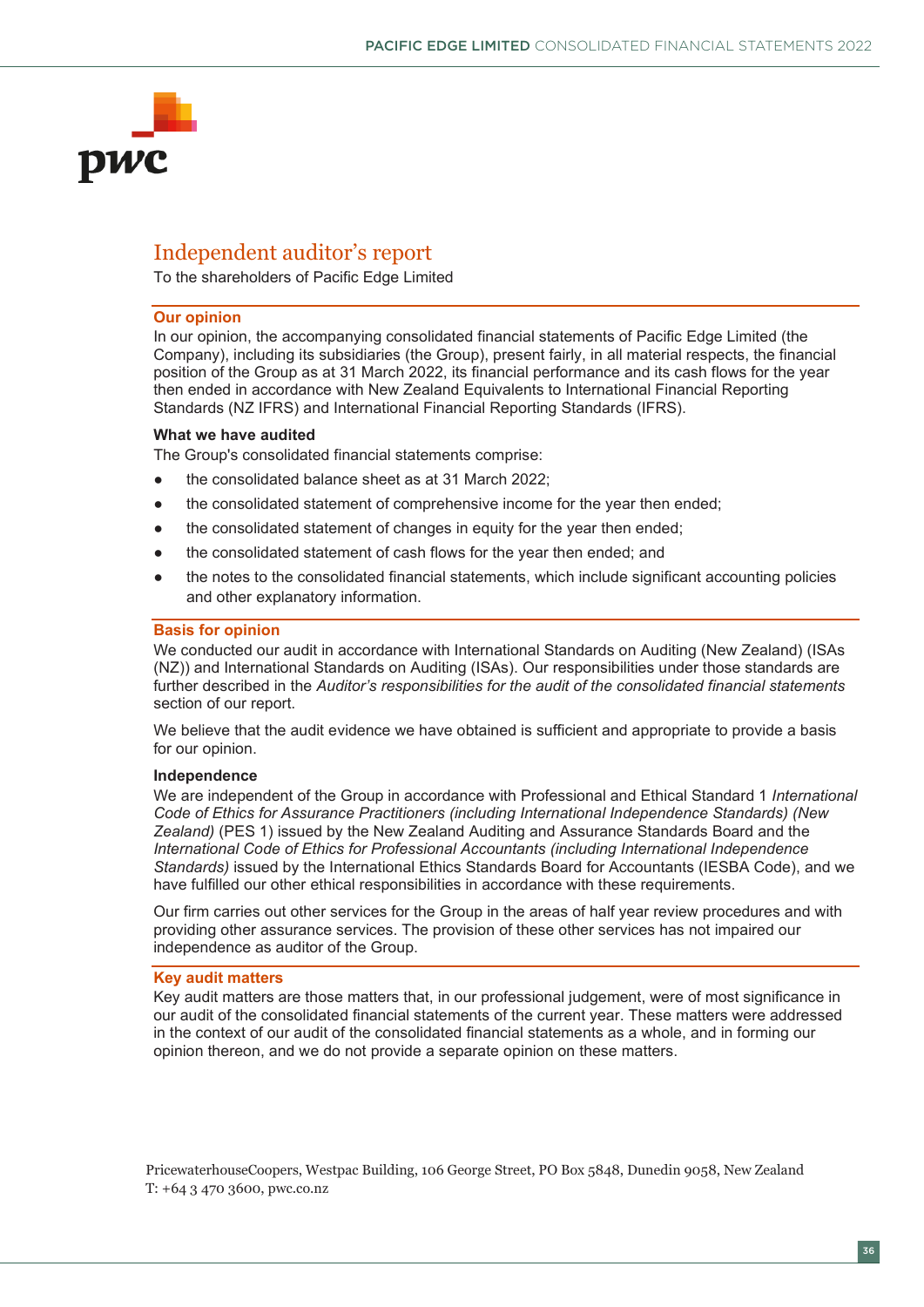# Independent auditor's report

To the shareholders of Pacific Edge Limited

## Our opinion

In our opinion, the accompanying consolidated financial statements of Pacific Edge Limited (the Company), including its subsidiaries (the Group), present fairly, in all material respects, the financial position of the Group as at 31 March 2022, its financial performance and its cash flows for the year then ended in accordance with New Zealand Equivalents to International Financial Reporting Standards (NZ IFRS) and International Financial Reporting Standards (IFRS).

### What we have audited

The Group's consolidated financial statements comprise:

- the consolidated balance sheet as at 31 March 2022;
- the consolidated statement of comprehensive income for the year then ended;
- the consolidated statement of changes in equity for the year then ended;
- the consolidated statement of cash flows for the year then ended; and
- the notes to the consolidated financial statements, which include significant accounting policies and other explanatory information.

## Basis for opinion

We conducted our audit in accordance with International Standards on Auditing (New Zealand) (ISAs (NZ)) and International Standards on Auditing (ISAs). Our responsibilities under those standards are further described in the *Auditor's responsibilities for the audit of the consolidated financial statements* section of our report.

We believe that the audit evidence we have obtained is sufficient and appropriate to provide a basis for our opinion.

### Independence

We are independent of the Group in accordance with Professional and Ethical Standard 1 *International Code of Ethics for Assurance Practitioners (including International Independence Standards) (New Zealand)* (PES 1) issued by the New Zealand Auditing and Assurance Standards Board and the *International Code of Ethics for Professional Accountants (including International Independence Standards)* issued by the International Ethics Standards Board for Accountants (IESBA Code), and we have fulfilled our other ethical responsibilities in accordance with these requirements.

Our firm carries out other services for the Group in the areas of half year review procedures and with providing other assurance services. The provision of these other services has not impaired our independence as auditor of the Group.

## Key audit matters

Key audit matters are those matters that, in our professional judgement, were of most significance in our audit of the consolidated financial statements of the current year. These matters were addressed in the context of our audit of the consolidated financial statements as a whole, and in forming our opinion thereon, and we do not provide a separate opinion on these matters.

PricewaterhouseCoopers, Westpac Building, 106 George Street, PO Box 5848, Dunedin 9058, New Zealand
T: +64 3 470 3600, pwc.co.nz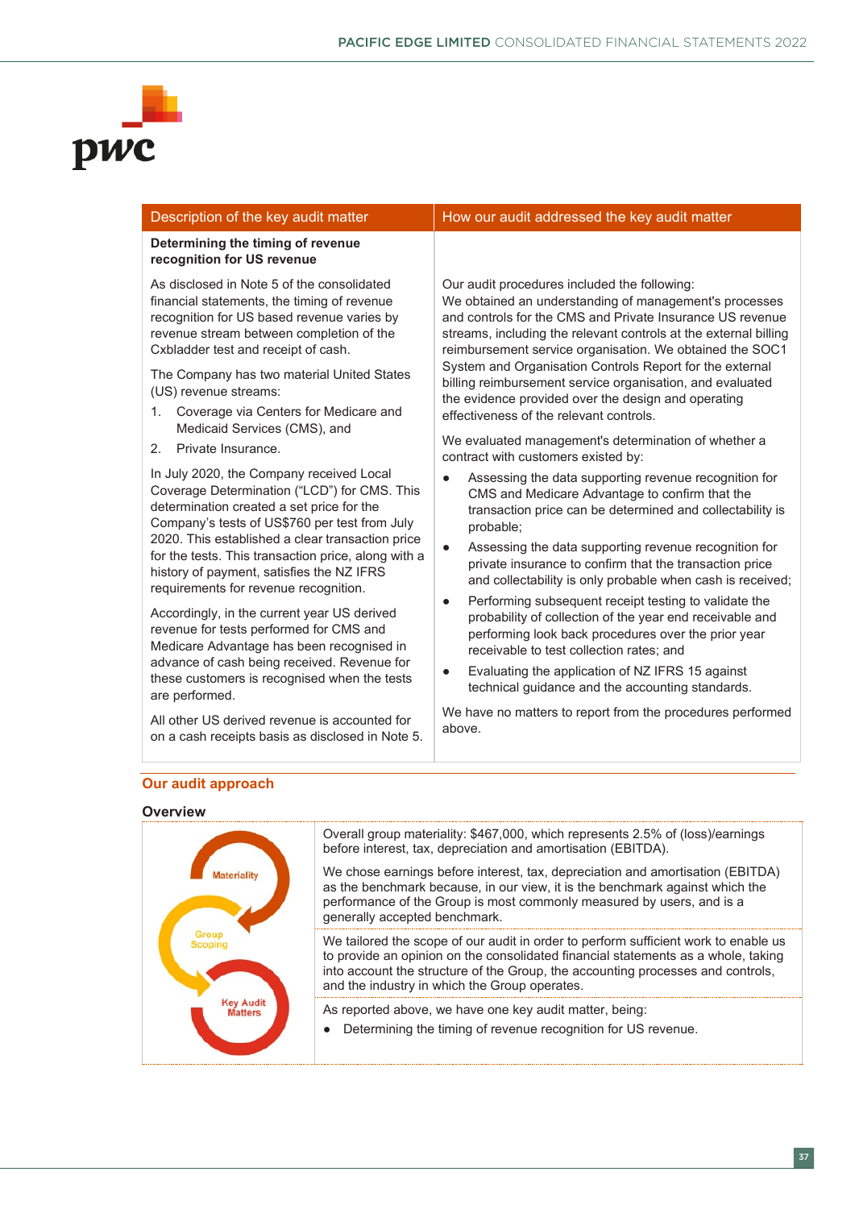| Description of the key audit matter | How our audit addressed the key audit matter |
|---|---|
| **Determining the timing of revenue recognition for US revenue**<br><br>As disclosed in Note 5 of the consolidated financial statements, the timing of revenue recognition for US based revenue varies by revenue stream between completion of the Cxbladder test and receipt of cash.<br><br>The Company has two material United States (US) revenue streams:<br>1. Coverage via Centers for Medicare and Medicaid Services (CMS), and<br>2. Private Insurance.<br><br>In July 2020, the Company received Local Coverage Determination ("LCD") for CMS. This determination created a set price for the Company's tests of US$760 per test from July 2020. This established a clear transaction price for the tests. This transaction price, along with a history of payment, satisfies the NZ IFRS requirements for revenue recognition.<br><br>Accordingly, in the current year US derived revenue for tests performed for CMS and Medicare Advantage has been recognised in advance of cash being received. Revenue for these customers is recognised when the tests are performed.<br><br>All other US derived revenue is accounted for on a cash receipts basis as disclosed in Note 5. | Our audit procedures included the following:<br>We obtained an understanding of management's processes and controls for the CMS and Private Insurance US revenue streams, including the relevant controls at the external billing reimbursement service organisation. We obtained the SOC1 System and Organisation Controls Report for the external billing reimbursement service organisation, and evaluated the evidence provided over the design and operating effectiveness of the relevant controls.<br><br>We evaluated management's determination of whether a contract with customers existed by:<br>● Assessing the data supporting revenue recognition for CMS and Medicare Advantage to confirm that the transaction price can be determined and collectability is probable;<br>● Assessing the data supporting revenue recognition for private insurance to confirm that the transaction price and collectability is only probable when cash is received;<br>● Performing subsequent receipt testing to validate the probability of collection of the year end receivable and performing look back procedures over the prior year receivable to test collection rates; and<br>● Evaluating the application of NZ IFRS 15 against technical guidance and the accounting standards.<br><br>We have no matters to report from the procedures performed above. |

## Our audit approach

### Overview

| | |
|---|---|
| Materiality | Overall group materiality: $467,000, which represents 2.5% of (loss)/earnings before interest, tax, depreciation and amortisation (EBITDA).<br><br>We chose earnings before interest, tax, depreciation and amortisation (EBITDA) as the benchmark because, in our view, it is the benchmark against which the performance of the Group is most commonly measured by users, and is a generally accepted benchmark. |
| Group Scoping | We tailored the scope of our audit in order to perform sufficient work to enable us to provide an opinion on the consolidated financial statements as a whole, taking into account the structure of the Group, the accounting processes and controls, and the industry in which the Group operates. |
| Key Audit Matters | As reported above, we have one key audit matter, being:<br>● Determining the timing of revenue recognition for US revenue. |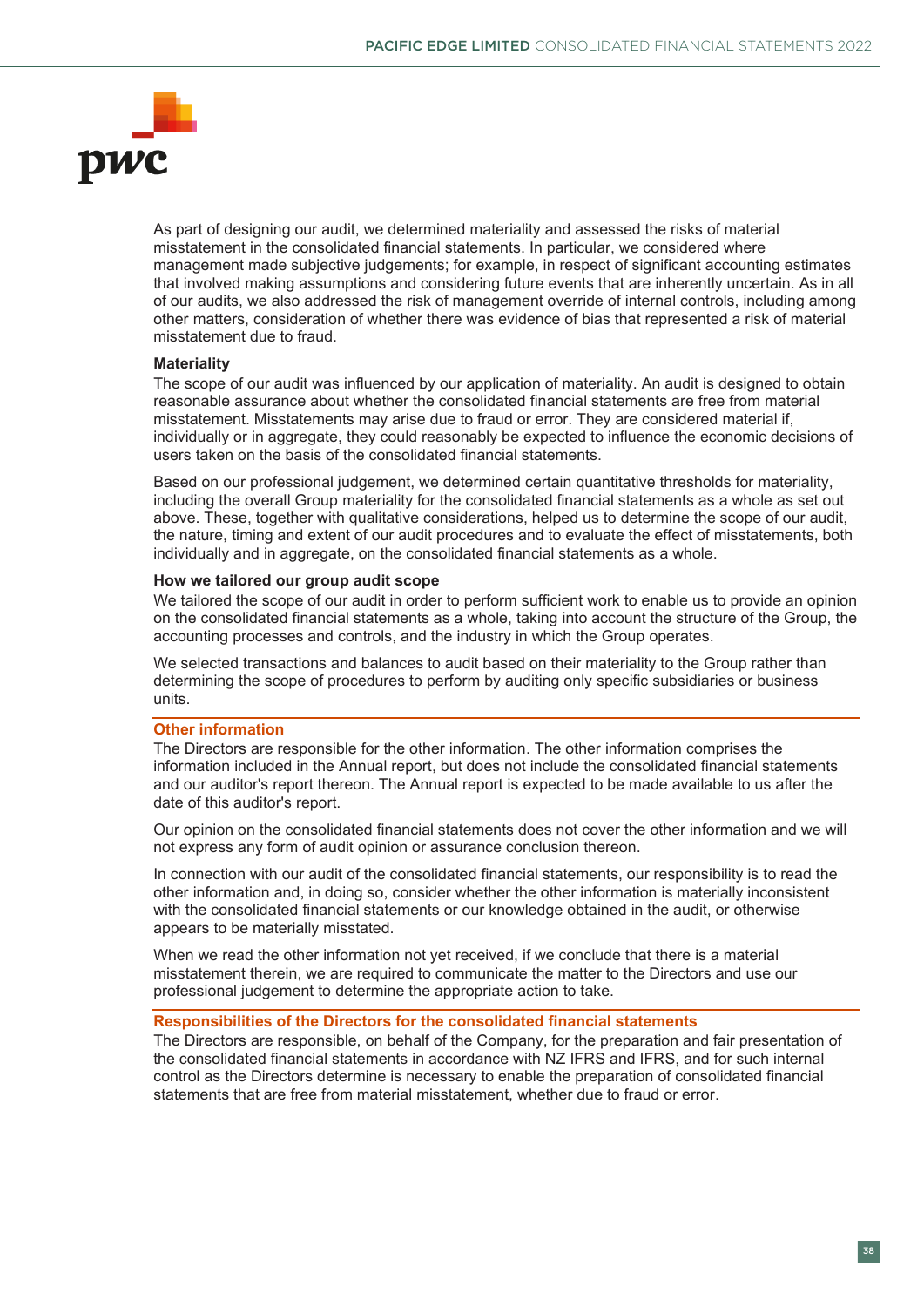As part of designing our audit, we determined materiality and assessed the risks of material misstatement in the consolidated financial statements. In particular, we considered where management made subjective judgements; for example, in respect of significant accounting estimates that involved making assumptions and considering future events that are inherently uncertain. As in all of our audits, we also addressed the risk of management override of internal controls, including among other matters, consideration of whether there was evidence of bias that represented a risk of material misstatement due to fraud.

**Materiality**

The scope of our audit was influenced by our application of materiality. An audit is designed to obtain reasonable assurance about whether the consolidated financial statements are free from material misstatement. Misstatements may arise due to fraud or error. They are considered material if, individually or in aggregate, they could reasonably be expected to influence the economic decisions of users taken on the basis of the consolidated financial statements.

Based on our professional judgement, we determined certain quantitative thresholds for materiality, including the overall Group materiality for the consolidated financial statements as a whole as set out above. These, together with qualitative considerations, helped us to determine the scope of our audit, the nature, timing and extent of our audit procedures and to evaluate the effect of misstatements, both individually and in aggregate, on the consolidated financial statements as a whole.

**How we tailored our group audit scope**

We tailored the scope of our audit in order to perform sufficient work to enable us to provide an opinion on the consolidated financial statements as a whole, taking into account the structure of the Group, the accounting processes and controls, and the industry in which the Group operates.

We selected transactions and balances to audit based on their materiality to the Group rather than determining the scope of procedures to perform by auditing only specific subsidiaries or business units.

## Other information

The Directors are responsible for the other information. The other information comprises the information included in the Annual report, but does not include the consolidated financial statements and our auditor's report thereon. The Annual report is expected to be made available to us after the date of this auditor's report.

Our opinion on the consolidated financial statements does not cover the other information and we will not express any form of audit opinion or assurance conclusion thereon.

In connection with our audit of the consolidated financial statements, our responsibility is to read the other information and, in doing so, consider whether the other information is materially inconsistent with the consolidated financial statements or our knowledge obtained in the audit, or otherwise appears to be materially misstated.

When we read the other information not yet received, if we conclude that there is a material misstatement therein, we are required to communicate the matter to the Directors and use our professional judgement to determine the appropriate action to take.

## Responsibilities of the Directors for the consolidated financial statements

The Directors are responsible, on behalf of the Company, for the preparation and fair presentation of the consolidated financial statements in accordance with NZ IFRS and IFRS, and for such internal control as the Directors determine is necessary to enable the preparation of consolidated financial statements that are free from material misstatement, whether due to fraud or error.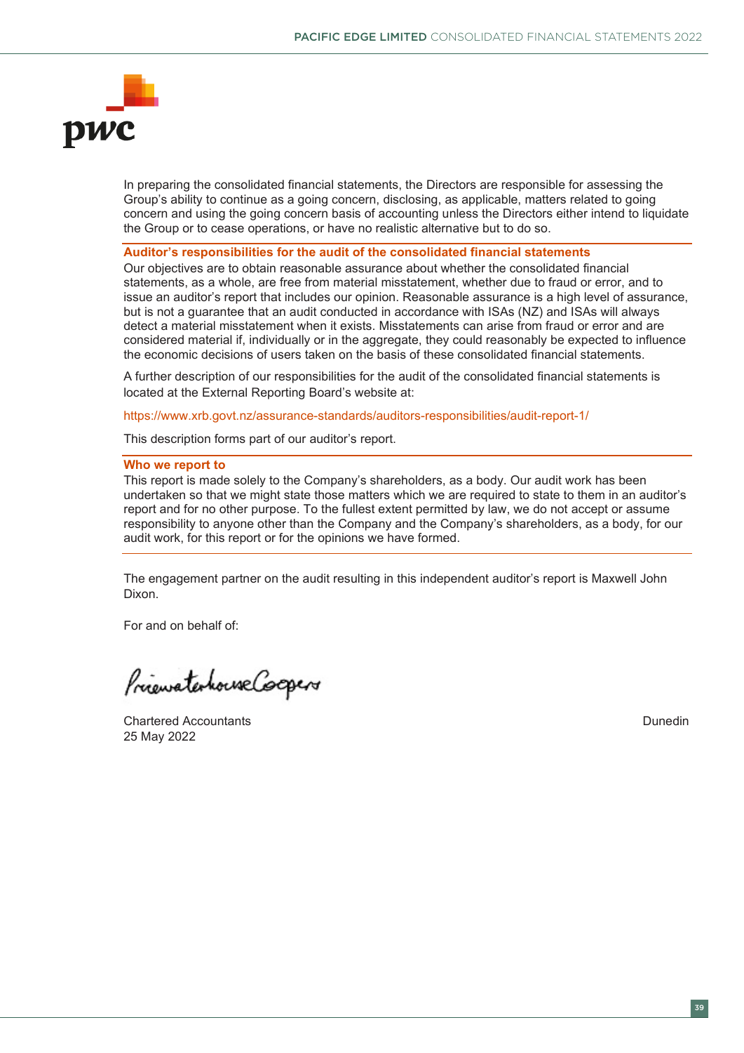In preparing the consolidated financial statements, the Directors are responsible for assessing the Group's ability to continue as a going concern, disclosing, as applicable, matters related to going concern and using the going concern basis of accounting unless the Directors either intend to liquidate the Group or to cease operations, or have no realistic alternative but to do so.

## Auditor's responsibilities for the audit of the consolidated financial statements

Our objectives are to obtain reasonable assurance about whether the consolidated financial statements, as a whole, are free from material misstatement, whether due to fraud or error, and to issue an auditor's report that includes our opinion. Reasonable assurance is a high level of assurance, but is not a guarantee that an audit conducted in accordance with ISAs (NZ) and ISAs will always detect a material misstatement when it exists. Misstatements can arise from fraud or error and are considered material if, individually or in the aggregate, they could reasonably be expected to influence the economic decisions of users taken on the basis of these consolidated financial statements.

A further description of our responsibilities for the audit of the consolidated financial statements is located at the External Reporting Board's website at:

https://www.xrb.govt.nz/assurance-standards/auditors-responsibilities/audit-report-1/

This description forms part of our auditor's report.

## Who we report to

This report is made solely to the Company's shareholders, as a body. Our audit work has been undertaken so that we might state those matters which we are required to state to them in an auditor's report and for no other purpose. To the fullest extent permitted by law, we do not accept or assume responsibility to anyone other than the Company and the Company's shareholders, as a body, for our audit work, for this report or for the opinions we have formed.

The engagement partner on the audit resulting in this independent auditor's report is Maxwell John Dixon.

For and on behalf of:

PricewaterhouseCoopers

Chartered Accountants
25 May 2022

Dunedin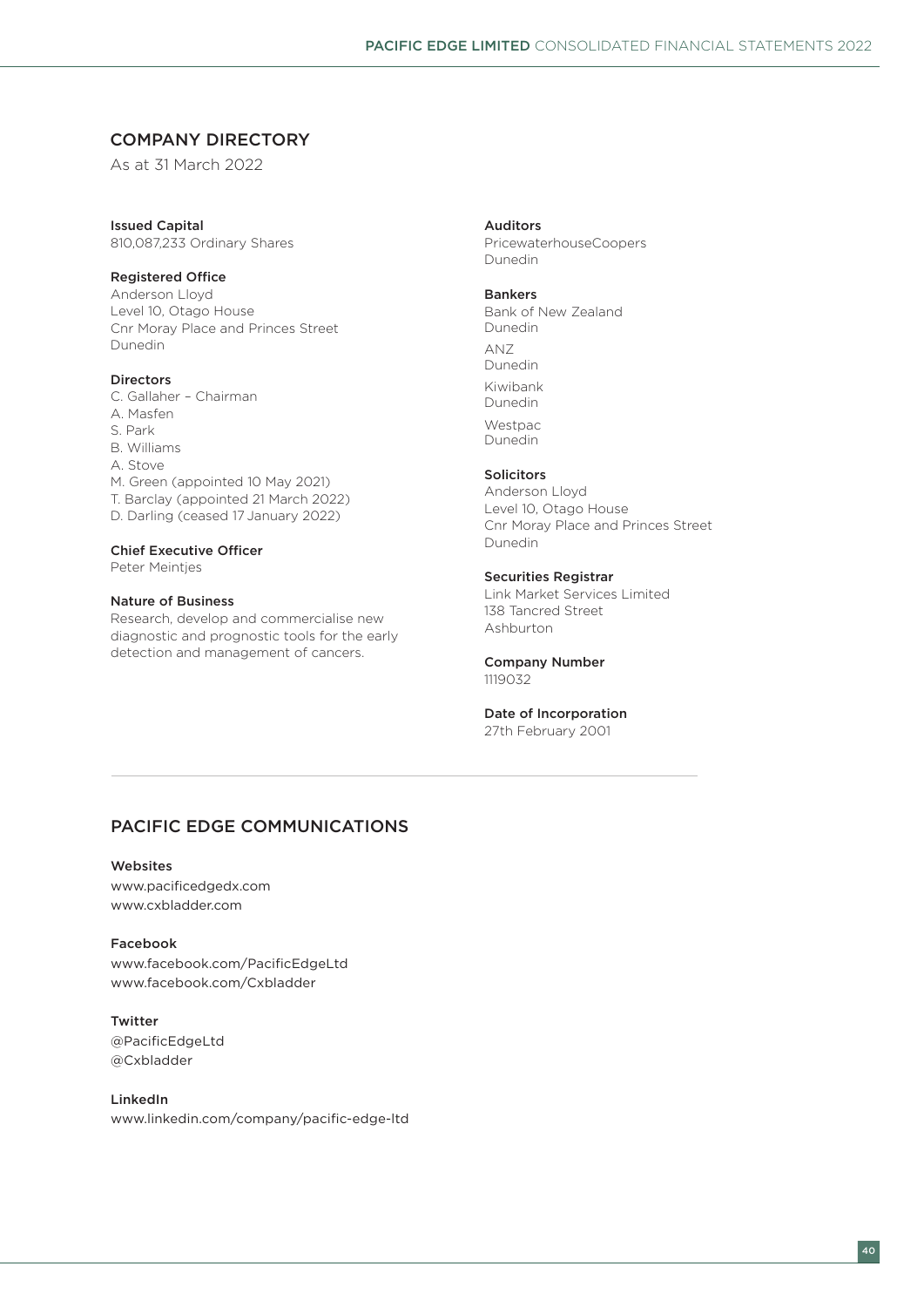## COMPANY DIRECTORY

As at 31 March 2022

**Issued Capital**
810,087,233 Ordinary Shares

**Registered Office**
Anderson Lloyd
Level 10, Otago House
Cnr Moray Place and Princes Street
Dunedin

**Directors**
C. Gallaher – Chairman
A. Masfen
S. Park
B. Williams
A. Stove
M. Green (appointed 10 May 2021)
T. Barclay (appointed 21 March 2022)
D. Darling (ceased 17 January 2022)

**Chief Executive Officer**
Peter Meintjes

**Nature of Business**
Research, develop and commercialise new diagnostic and prognostic tools for the early detection and management of cancers.

**Auditors**
PricewaterhouseCoopers
Dunedin

**Bankers**
Bank of New Zealand
Dunedin

ANZ
Dunedin

Kiwibank
Dunedin

Westpac
Dunedin

**Solicitors**
Anderson Lloyd
Level 10, Otago House
Cnr Moray Place and Princes Street
Dunedin

**Securities Registrar**
Link Market Services Limited
138 Tancred Street
Ashburton

**Company Number**
1119032

**Date of Incorporation**
27th February 2001

## PACIFIC EDGE COMMUNICATIONS

**Websites**
www.pacificedgedx.com
www.cxbladder.com

**Facebook**
www.facebook.com/PacificEdgeLtd
www.facebook.com/Cxbladder

**Twitter**
@PacificEdgeLtd
@Cxbladder

**LinkedIn**
www.linkedin.com/company/pacific-edge-ltd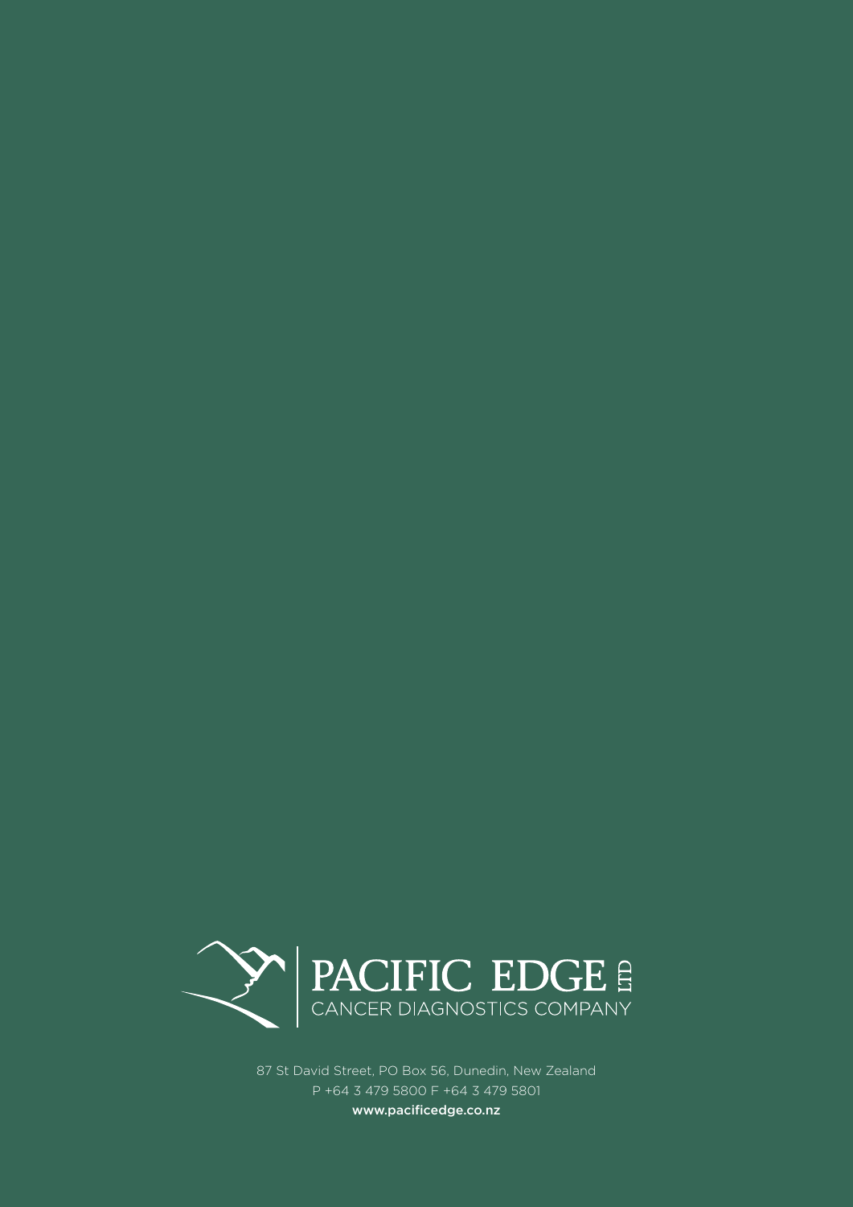PACIFIC EDGE LTD
CANCER DIAGNOSTICS COMPANY

87 St David Street, PO Box 56, Dunedin, New Zealand
P +64 3 479 5800 F +64 3 479 5801
**www.pacificedge.co.nz**